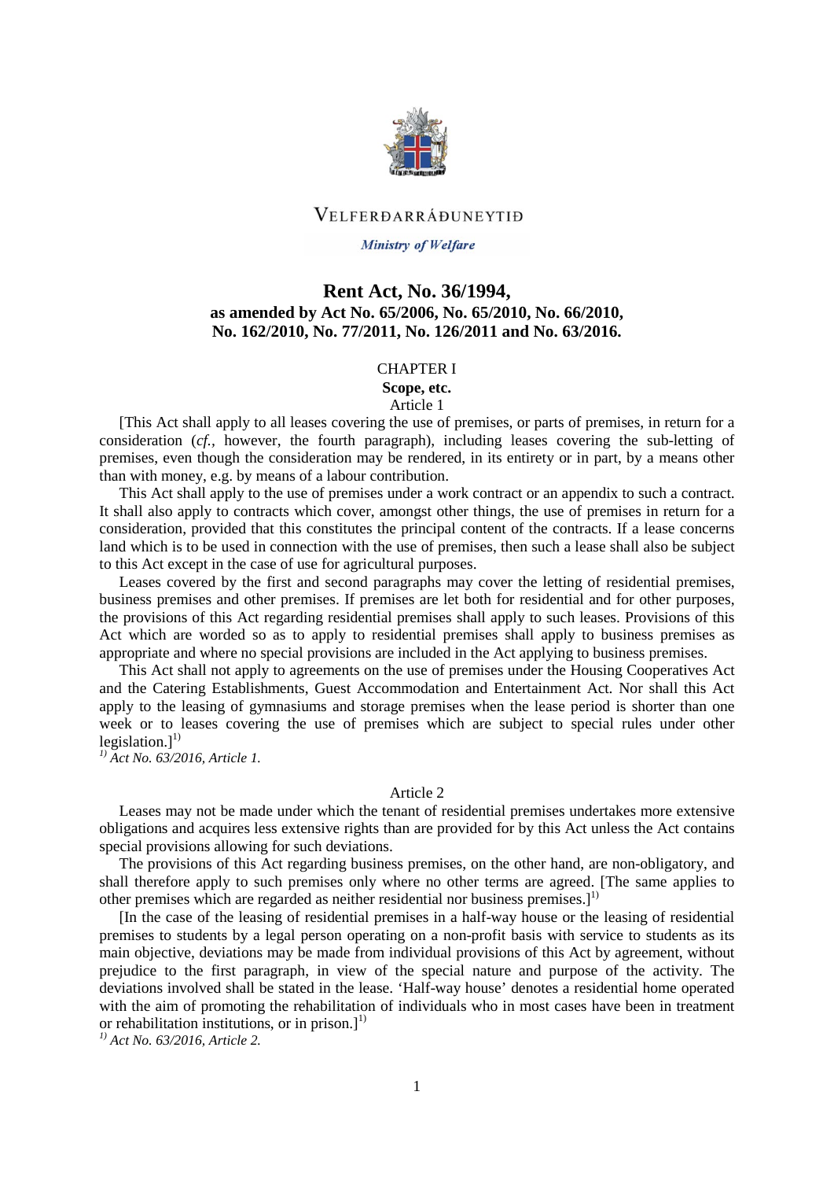VELFERÐARRÁÐUNEYTIÐ

*Ministry of Welfare*

# Rent Act, No. 36/1994, as amended by Act No. 65/2006, No. 65/2010, No. 66/2010, No. 162/2010, No. 77/2011, No. 126/2011 and No. 63/2016.

## CHAPTER I
## Scope, etc.

### Article 1

[This Act shall apply to all leases covering the use of premises, or parts of premises, in return for a consideration (*cf.*, however, the fourth paragraph), including leases covering the sub-letting of premises, even though the consideration may be rendered, in its entirety or in part, by a means other than with money, e.g. by means of a labour contribution.

This Act shall apply to the use of premises under a work contract or an appendix to such a contract. It shall also apply to contracts which cover, amongst other things, the use of premises in return for a consideration, provided that this constitutes the principal content of the contracts. If a lease concerns land which is to be used in connection with the use of premises, then such a lease shall also be subject to this Act except in the case of use for agricultural purposes.

Leases covered by the first and second paragraphs may cover the letting of residential premises, business premises and other premises. If premises are let both for residential and for other purposes, the provisions of this Act regarding residential premises shall apply to such leases. Provisions of this Act which are worded so as to apply to residential premises shall apply to business premises as appropriate and where no special provisions are included in the Act applying to business premises.

This Act shall not apply to agreements on the use of premises under the Housing Cooperatives Act and the Catering Establishments, Guest Accommodation and Entertainment Act. Nor shall this Act apply to the leasing of gymnasiums and storage premises when the lease period is shorter than one week or to leases covering the use of premises which are subject to special rules under other legislation.][1)]

*[1)] Act No. 63/2016, Article 1.*

### Article 2

Leases may not be made under which the tenant of residential premises undertakes more extensive obligations and acquires less extensive rights than are provided for by this Act unless the Act contains special provisions allowing for such deviations.

The provisions of this Act regarding business premises, on the other hand, are non-obligatory, and shall therefore apply to such premises only where no other terms are agreed. [The same applies to other premises which are regarded as neither residential nor business premises.][1)]

[In the case of the leasing of residential premises in a half-way house or the leasing of residential premises to students by a legal person operating on a non-profit basis with service to students as its main objective, deviations may be made from individual provisions of this Act by agreement, without prejudice to the first paragraph, in view of the special nature and purpose of the activity. The deviations involved shall be stated in the lease. 'Half-way house' denotes a residential home operated with the aim of promoting the rehabilitation of individuals who in most cases have been in treatment or rehabilitation institutions, or in prison.][1)]

*[1)] Act No. 63/2016, Article 2.*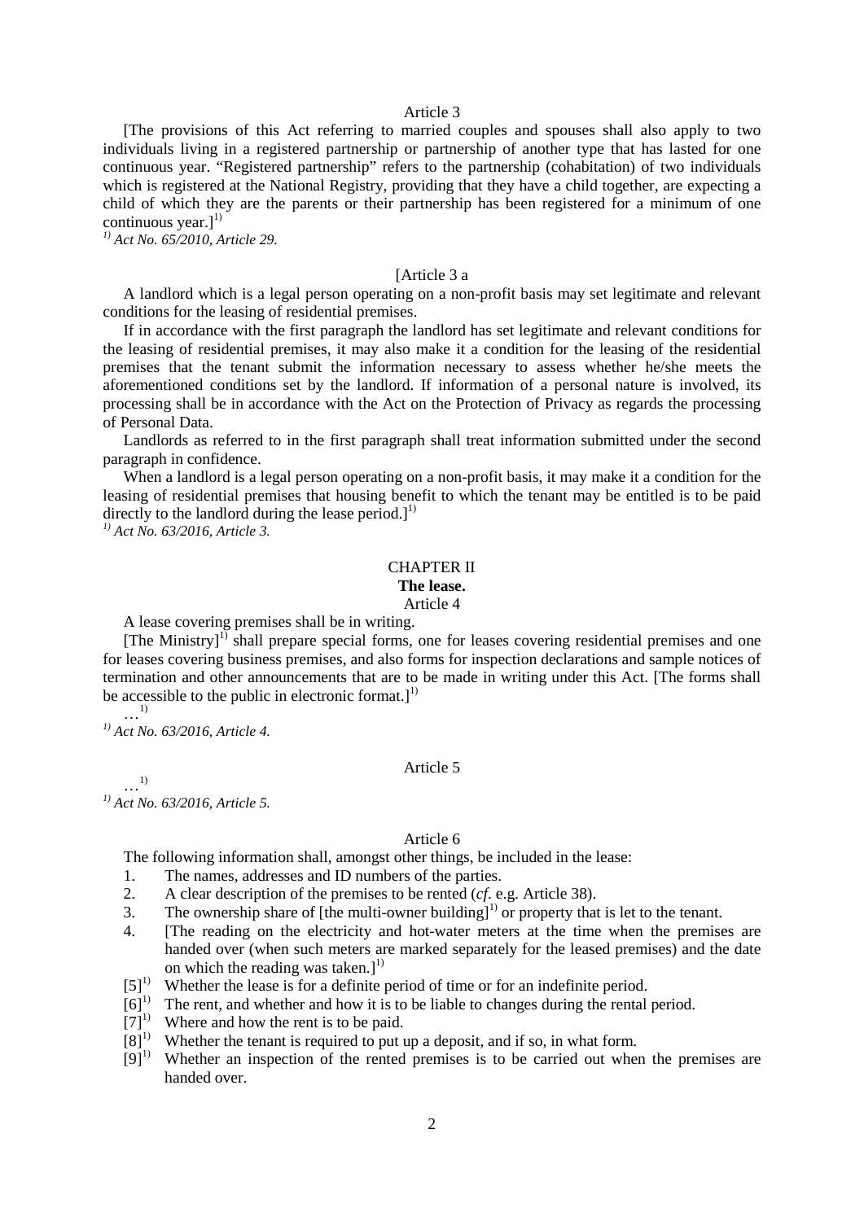Article 3

[The provisions of this Act referring to married couples and spouses shall also apply to two individuals living in a registered partnership or partnership of another type that has lasted for one continuous year. "Registered partnership" refers to the partnership (cohabitation) of two individuals which is registered at the National Registry, providing that they have a child together, are expecting a child of which they are the parents or their partnership has been registered for a minimum of one continuous year.][1)]

*[1)] Act No. 65/2010, Article 29.*

[Article 3 a

A landlord which is a legal person operating on a non-profit basis may set legitimate and relevant conditions for the leasing of residential premises.

If in accordance with the first paragraph the landlord has set legitimate and relevant conditions for the leasing of residential premises, it may also make it a condition for the leasing of the residential premises that the tenant submit the information necessary to assess whether he/she meets the aforementioned conditions set by the landlord. If information of a personal nature is involved, its processing shall be in accordance with the Act on the Protection of Privacy as regards the processing of Personal Data.

Landlords as referred to in the first paragraph shall treat information submitted under the second paragraph in confidence.

When a landlord is a legal person operating on a non-profit basis, it may make it a condition for the leasing of residential premises that housing benefit to which the tenant may be entitled is to be paid directly to the landlord during the lease period.][1)]

*[1)] Act No. 63/2016, Article 3.*

## CHAPTER II
### The lease.

Article 4

A lease covering premises shall be in writing.

[The Ministry][1)] shall prepare special forms, one for leases covering residential premises and one for leases covering business premises, and also forms for inspection declarations and sample notices of termination and other announcements that are to be made in writing under this Act. [The forms shall be accessible to the public in electronic format.][1)]

…[1)]

*[1)] Act No. 63/2016, Article 4.*

Article 5

…[1)]

*[1)] Act No. 63/2016, Article 5.*

Article 6

The following information shall, amongst other things, be included in the lease:

1. The names, addresses and ID numbers of the parties.
2. A clear description of the premises to be rented (*cf*. e.g. Article 38).
3. The ownership share of [the multi-owner building][1)] or property that is let to the tenant.
4. [The reading on the electricity and hot-water meters at the time when the premises are handed over (when such meters are marked separately for the leased premises) and the date on which the reading was taken.][1)]

[5][1)] Whether the lease is for a definite period of time or for an indefinite period.
[6][1)] The rent, and whether and how it is to be liable to changes during the rental period.
[7][1)] Where and how the rent is to be paid.
[8][1)] Whether the tenant is required to put up a deposit, and if so, in what form.
[9][1)] Whether an inspection of the rented premises is to be carried out when the premises are handed over.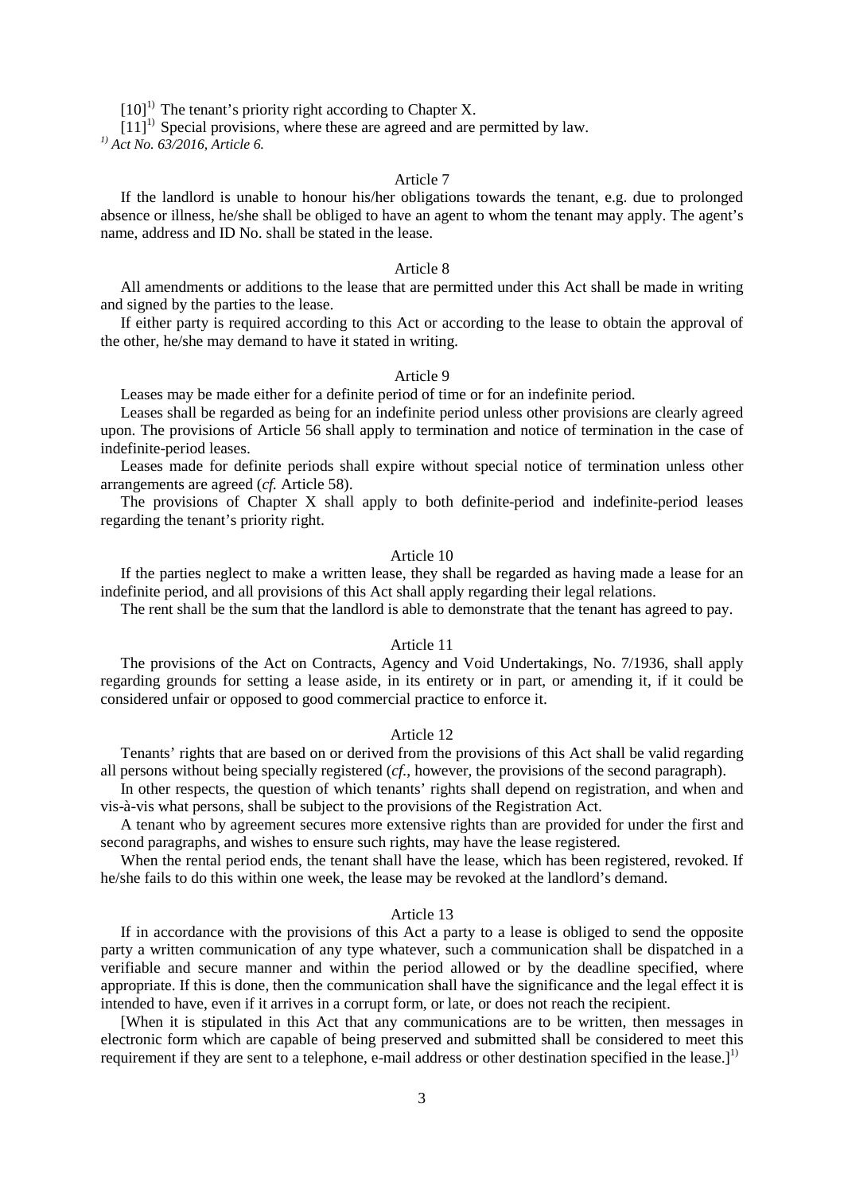[10][1)] The tenant's priority right according to Chapter X.

[11][1)] Special provisions, where these are agreed and are permitted by law.

*[1)] Act No. 63/2016, Article 6.*

Article 7

If the landlord is unable to honour his/her obligations towards the tenant, e.g. due to prolonged absence or illness, he/she shall be obliged to have an agent to whom the tenant may apply. The agent's name, address and ID No. shall be stated in the lease.

Article 8

All amendments or additions to the lease that are permitted under this Act shall be made in writing and signed by the parties to the lease.

If either party is required according to this Act or according to the lease to obtain the approval of the other, he/she may demand to have it stated in writing.

Article 9

Leases may be made either for a definite period of time or for an indefinite period.

Leases shall be regarded as being for an indefinite period unless other provisions are clearly agreed upon. The provisions of Article 56 shall apply to termination and notice of termination in the case of indefinite-period leases.

Leases made for definite periods shall expire without special notice of termination unless other arrangements are agreed (*cf.* Article 58).

The provisions of Chapter X shall apply to both definite-period and indefinite-period leases regarding the tenant's priority right.

Article 10

If the parties neglect to make a written lease, they shall be regarded as having made a lease for an indefinite period, and all provisions of this Act shall apply regarding their legal relations.

The rent shall be the sum that the landlord is able to demonstrate that the tenant has agreed to pay.

Article 11

The provisions of the Act on Contracts, Agency and Void Undertakings, No. 7/1936, shall apply regarding grounds for setting a lease aside, in its entirety or in part, or amending it, if it could be considered unfair or opposed to good commercial practice to enforce it.

Article 12

Tenants' rights that are based on or derived from the provisions of this Act shall be valid regarding all persons without being specially registered (*cf.*, however, the provisions of the second paragraph).

In other respects, the question of which tenants' rights shall depend on registration, and when and vis-à-vis what persons, shall be subject to the provisions of the Registration Act.

A tenant who by agreement secures more extensive rights than are provided for under the first and second paragraphs, and wishes to ensure such rights, may have the lease registered.

When the rental period ends, the tenant shall have the lease, which has been registered, revoked. If he/she fails to do this within one week, the lease may be revoked at the landlord's demand.

Article 13

If in accordance with the provisions of this Act a party to a lease is obliged to send the opposite party a written communication of any type whatever, such a communication shall be dispatched in a verifiable and secure manner and within the period allowed or by the deadline specified, where appropriate. If this is done, then the communication shall have the significance and the legal effect it is intended to have, even if it arrives in a corrupt form, or late, or does not reach the recipient.

[When it is stipulated in this Act that any communications are to be written, then messages in electronic form which are capable of being preserved and submitted shall be considered to meet this requirement if they are sent to a telephone, e-mail address or other destination specified in the lease.][1)]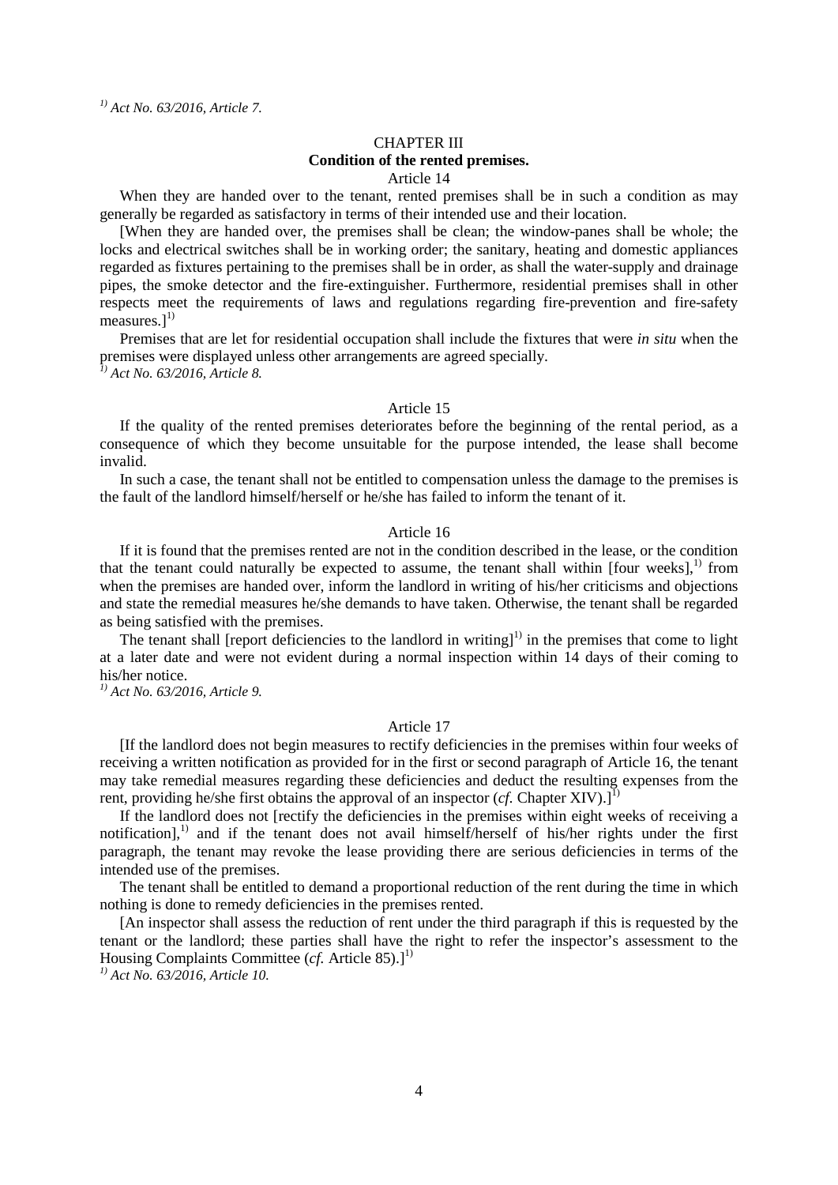*1) Act No. 63/2016, Article 7.*

## CHAPTER III
## **Condition of the rented premises.**

### Article 14

When they are handed over to the tenant, rented premises shall be in such a condition as may generally be regarded as satisfactory in terms of their intended use and their location.

[When they are handed over, the premises shall be clean; the window-panes shall be whole; the locks and electrical switches shall be in working order; the sanitary, heating and domestic appliances regarded as fixtures pertaining to the premises shall be in order, as shall the water-supply and drainage pipes, the smoke detector and the fire-extinguisher. Furthermore, residential premises shall in other respects meet the requirements of laws and regulations regarding fire-prevention and fire-safety measures.][1)]

Premises that are let for residential occupation shall include the fixtures that were *in situ* when the premises were displayed unless other arrangements are agreed specially.

*1) Act No. 63/2016, Article 8.*

### Article 15

If the quality of the rented premises deteriorates before the beginning of the rental period, as a consequence of which they become unsuitable for the purpose intended, the lease shall become invalid.

In such a case, the tenant shall not be entitled to compensation unless the damage to the premises is the fault of the landlord himself/herself or he/she has failed to inform the tenant of it.

### Article 16

If it is found that the premises rented are not in the condition described in the lease, or the condition that the tenant could naturally be expected to assume, the tenant shall within [four weeks],[1)] from when the premises are handed over, inform the landlord in writing of his/her criticisms and objections and state the remedial measures he/she demands to have taken. Otherwise, the tenant shall be regarded as being satisfied with the premises.

The tenant shall [report deficiencies to the landlord in writing][1)] in the premises that come to light at a later date and were not evident during a normal inspection within 14 days of their coming to his/her notice.

*1) Act No. 63/2016, Article 9.*

### Article 17

[If the landlord does not begin measures to rectify deficiencies in the premises within four weeks of receiving a written notification as provided for in the first or second paragraph of Article 16, the tenant may take remedial measures regarding these deficiencies and deduct the resulting expenses from the rent, providing he/she first obtains the approval of an inspector (*cf.* Chapter XIV).][1)]

If the landlord does not [rectify the deficiencies in the premises within eight weeks of receiving a notification],[1)] and if the tenant does not avail himself/herself of his/her rights under the first paragraph, the tenant may revoke the lease providing there are serious deficiencies in terms of the intended use of the premises.

The tenant shall be entitled to demand a proportional reduction of the rent during the time in which nothing is done to remedy deficiencies in the premises rented.

[An inspector shall assess the reduction of rent under the third paragraph if this is requested by the tenant or the landlord; these parties shall have the right to refer the inspector's assessment to the Housing Complaints Committee (*cf.* Article 85).][1)]

*1) Act No. 63/2016, Article 10.*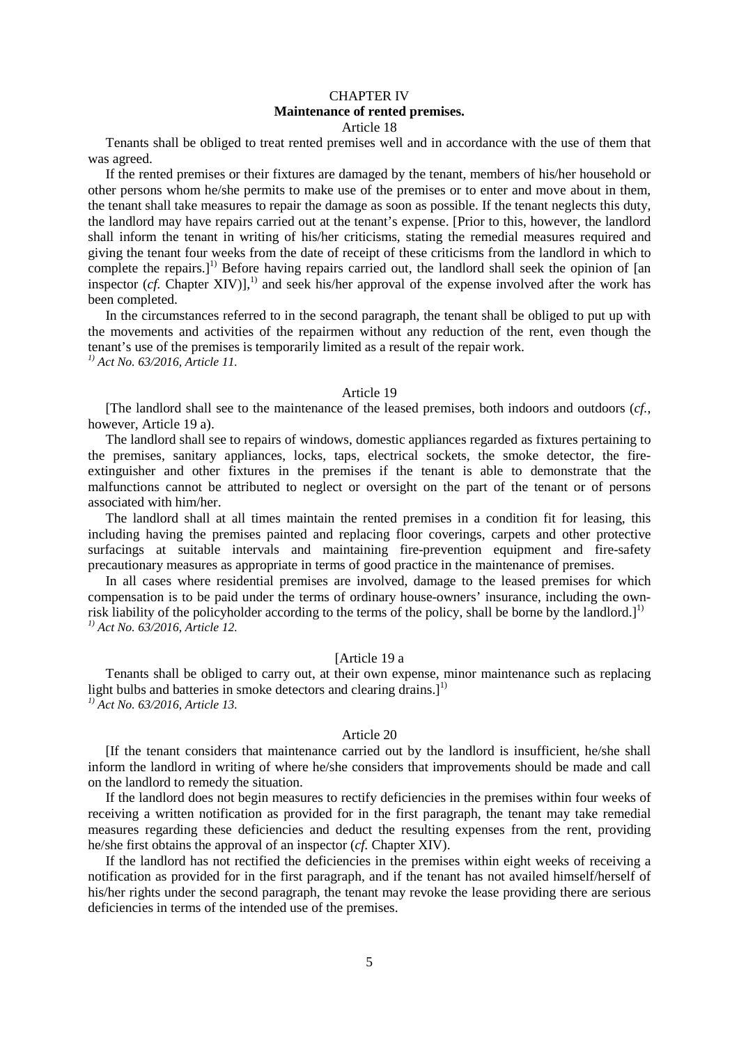# CHAPTER IV
## Maintenance of rented premises.

### Article 18

Tenants shall be obliged to treat rented premises well and in accordance with the use of them that was agreed.

If the rented premises or their fixtures are damaged by the tenant, members of his/her household or other persons whom he/she permits to make use of the premises or to enter and move about in them, the tenant shall take measures to repair the damage as soon as possible. If the tenant neglects this duty, the landlord may have repairs carried out at the tenant's expense. [Prior to this, however, the landlord shall inform the tenant in writing of his/her criticisms, stating the remedial measures required and giving the tenant four weeks from the date of receipt of these criticisms from the landlord in which to complete the repairs.][1)] Before having repairs carried out, the landlord shall seek the opinion of [an inspector (*cf.* Chapter XIV)],[1)] and seek his/her approval of the expense involved after the work has been completed.

In the circumstances referred to in the second paragraph, the tenant shall be obliged to put up with the movements and activities of the repairmen without any reduction of the rent, even though the tenant's use of the premises is temporarily limited as a result of the repair work.

*1) Act No. 63/2016, Article 11.*

### Article 19

[The landlord shall see to the maintenance of the leased premises, both indoors and outdoors (*cf.*, however, Article 19 a).

The landlord shall see to repairs of windows, domestic appliances regarded as fixtures pertaining to the premises, sanitary appliances, locks, taps, electrical sockets, the smoke detector, the fire-extinguisher and other fixtures in the premises if the tenant is able to demonstrate that the malfunctions cannot be attributed to neglect or oversight on the part of the tenant or of persons associated with him/her.

The landlord shall at all times maintain the rented premises in a condition fit for leasing, this including having the premises painted and replacing floor coverings, carpets and other protective surfacings at suitable intervals and maintaining fire-prevention equipment and fire-safety precautionary measures as appropriate in terms of good practice in the maintenance of premises.

In all cases where residential premises are involved, damage to the leased premises for which compensation is to be paid under the terms of ordinary house-owners' insurance, including the own-risk liability of the policyholder according to the terms of the policy, shall be borne by the landlord.][1)]

*1) Act No. 63/2016, Article 12.*

### [Article 19 a

Tenants shall be obliged to carry out, at their own expense, minor maintenance such as replacing light bulbs and batteries in smoke detectors and clearing drains.][1)]

*1) Act No. 63/2016, Article 13.*

### Article 20

[If the tenant considers that maintenance carried out by the landlord is insufficient, he/she shall inform the landlord in writing of where he/she considers that improvements should be made and call on the landlord to remedy the situation.

If the landlord does not begin measures to rectify deficiencies in the premises within four weeks of receiving a written notification as provided for in the first paragraph, the tenant may take remedial measures regarding these deficiencies and deduct the resulting expenses from the rent, providing he/she first obtains the approval of an inspector (*cf.* Chapter XIV).

If the landlord has not rectified the deficiencies in the premises within eight weeks of receiving a notification as provided for in the first paragraph, and if the tenant has not availed himself/herself of his/her rights under the second paragraph, the tenant may revoke the lease providing there are serious deficiencies in terms of the intended use of the premises.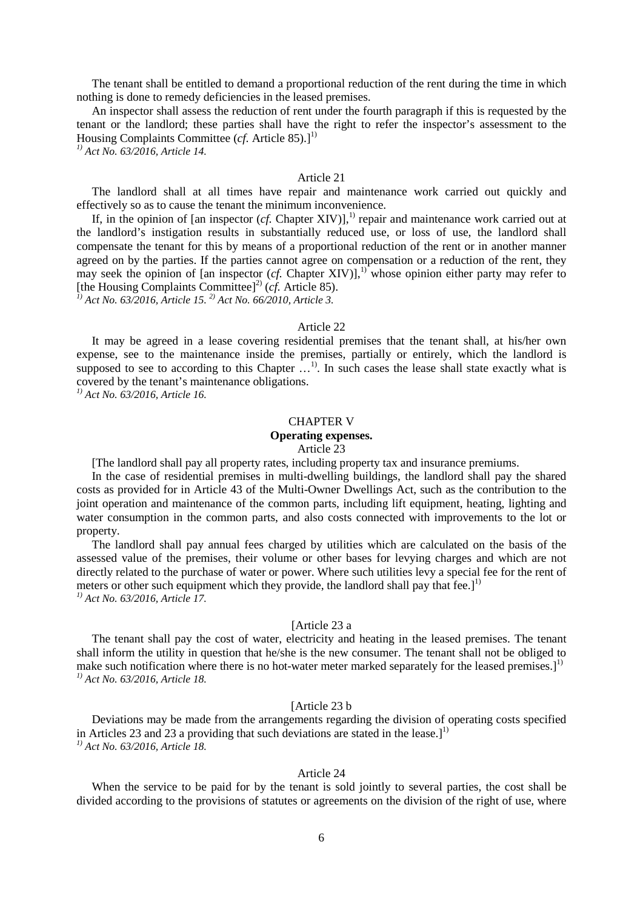The tenant shall be entitled to demand a proportional reduction of the rent during the time in which nothing is done to remedy deficiencies in the leased premises.

An inspector shall assess the reduction of rent under the fourth paragraph if this is requested by the tenant or the landlord; these parties shall have the right to refer the inspector's assessment to the Housing Complaints Committee (*cf.* Article 85).][1)]

*[1)] Act No. 63/2016, Article 14.*

Article 21

The landlord shall at all times have repair and maintenance work carried out quickly and effectively so as to cause the tenant the minimum inconvenience.

If, in the opinion of [an inspector (*cf.* Chapter XIV)],[1)] repair and maintenance work carried out at the landlord's instigation results in substantially reduced use, or loss of use, the landlord shall compensate the tenant for this by means of a proportional reduction of the rent or in another manner agreed on by the parties. If the parties cannot agree on compensation or a reduction of the rent, they may seek the opinion of [an inspector (*cf.* Chapter XIV)],[1)] whose opinion either party may refer to [the Housing Complaints Committee][2)] (*cf.* Article 85).

*[1)] Act No. 63/2016, Article 15. [2)] Act No. 66/2010, Article 3.*

Article 22

It may be agreed in a lease covering residential premises that the tenant shall, at his/her own expense, see to the maintenance inside the premises, partially or entirely, which the landlord is supposed to see to according to this Chapter …[1)]. In such cases the lease shall state exactly what is covered by the tenant's maintenance obligations.

*[1)] Act No. 63/2016, Article 16.*

## CHAPTER V
### Operating expenses.

Article 23

[The landlord shall pay all property rates, including property tax and insurance premiums.

In the case of residential premises in multi-dwelling buildings, the landlord shall pay the shared costs as provided for in Article 43 of the Multi-Owner Dwellings Act, such as the contribution to the joint operation and maintenance of the common parts, including lift equipment, heating, lighting and water consumption in the common parts, and also costs connected with improvements to the lot or property.

The landlord shall pay annual fees charged by utilities which are calculated on the basis of the assessed value of the premises, their volume or other bases for levying charges and which are not directly related to the purchase of water or power. Where such utilities levy a special fee for the rent of meters or other such equipment which they provide, the landlord shall pay that fee.][1)]

*[1)] Act No. 63/2016, Article 17.*

[Article 23 a

The tenant shall pay the cost of water, electricity and heating in the leased premises. The tenant shall inform the utility in question that he/she is the new consumer. The tenant shall not be obliged to make such notification where there is no hot-water meter marked separately for the leased premises.][1)]

*[1)] Act No. 63/2016, Article 18.*

[Article 23 b

Deviations may be made from the arrangements regarding the division of operating costs specified in Articles 23 and 23 a providing that such deviations are stated in the lease.][1)]

*[1)] Act No. 63/2016, Article 18.*

Article 24

When the service to be paid for by the tenant is sold jointly to several parties, the cost shall be divided according to the provisions of statutes or agreements on the division of the right of use, where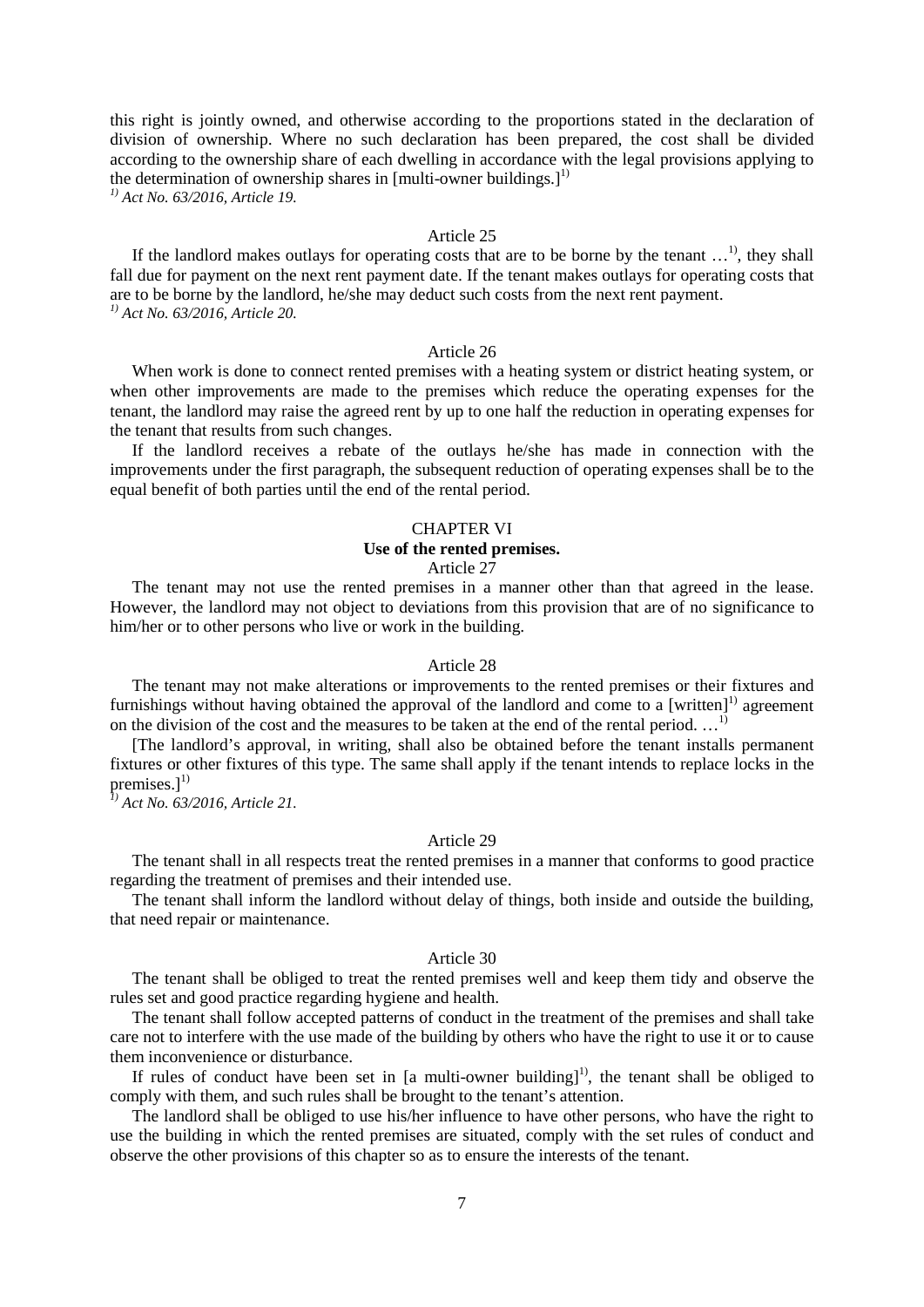this right is jointly owned, and otherwise according to the proportions stated in the declaration of division of ownership. Where no such declaration has been prepared, the cost shall be divided according to the ownership share of each dwelling in accordance with the legal provisions applying to the determination of ownership shares in [multi-owner buildings.][1)]

*[1)] Act No. 63/2016, Article 19.*

Article 25

If the landlord makes outlays for operating costs that are to be borne by the tenant …[1)], they shall fall due for payment on the next rent payment date. If the tenant makes outlays for operating costs that are to be borne by the landlord, he/she may deduct such costs from the next rent payment.

*[1)] Act No. 63/2016, Article 20.*

Article 26

When work is done to connect rented premises with a heating system or district heating system, or when other improvements are made to the premises which reduce the operating expenses for the tenant, the landlord may raise the agreed rent by up to one half the reduction in operating expenses for the tenant that results from such changes.

If the landlord receives a rebate of the outlays he/she has made in connection with the improvements under the first paragraph, the subsequent reduction of operating expenses shall be to the equal benefit of both parties until the end of the rental period.

## CHAPTER VI
**Use of the rented premises.**

Article 27

The tenant may not use the rented premises in a manner other than that agreed in the lease. However, the landlord may not object to deviations from this provision that are of no significance to him/her or to other persons who live or work in the building.

Article 28

The tenant may not make alterations or improvements to the rented premises or their fixtures and furnishings without having obtained the approval of the landlord and come to a [written][1)] agreement on the division of the cost and the measures to be taken at the end of the rental period. …[1)]

[The landlord's approval, in writing, shall also be obtained before the tenant installs permanent fixtures or other fixtures of this type. The same shall apply if the tenant intends to replace locks in the premises.][1)]

*[1)] Act No. 63/2016, Article 21.*

Article 29

The tenant shall in all respects treat the rented premises in a manner that conforms to good practice regarding the treatment of premises and their intended use.

The tenant shall inform the landlord without delay of things, both inside and outside the building, that need repair or maintenance.

Article 30

The tenant shall be obliged to treat the rented premises well and keep them tidy and observe the rules set and good practice regarding hygiene and health.

The tenant shall follow accepted patterns of conduct in the treatment of the premises and shall take care not to interfere with the use made of the building by others who have the right to use it or to cause them inconvenience or disturbance.

If rules of conduct have been set in [a multi-owner building][1)], the tenant shall be obliged to comply with them, and such rules shall be brought to the tenant's attention.

The landlord shall be obliged to use his/her influence to have other persons, who have the right to use the building in which the rented premises are situated, comply with the set rules of conduct and observe the other provisions of this chapter so as to ensure the interests of the tenant.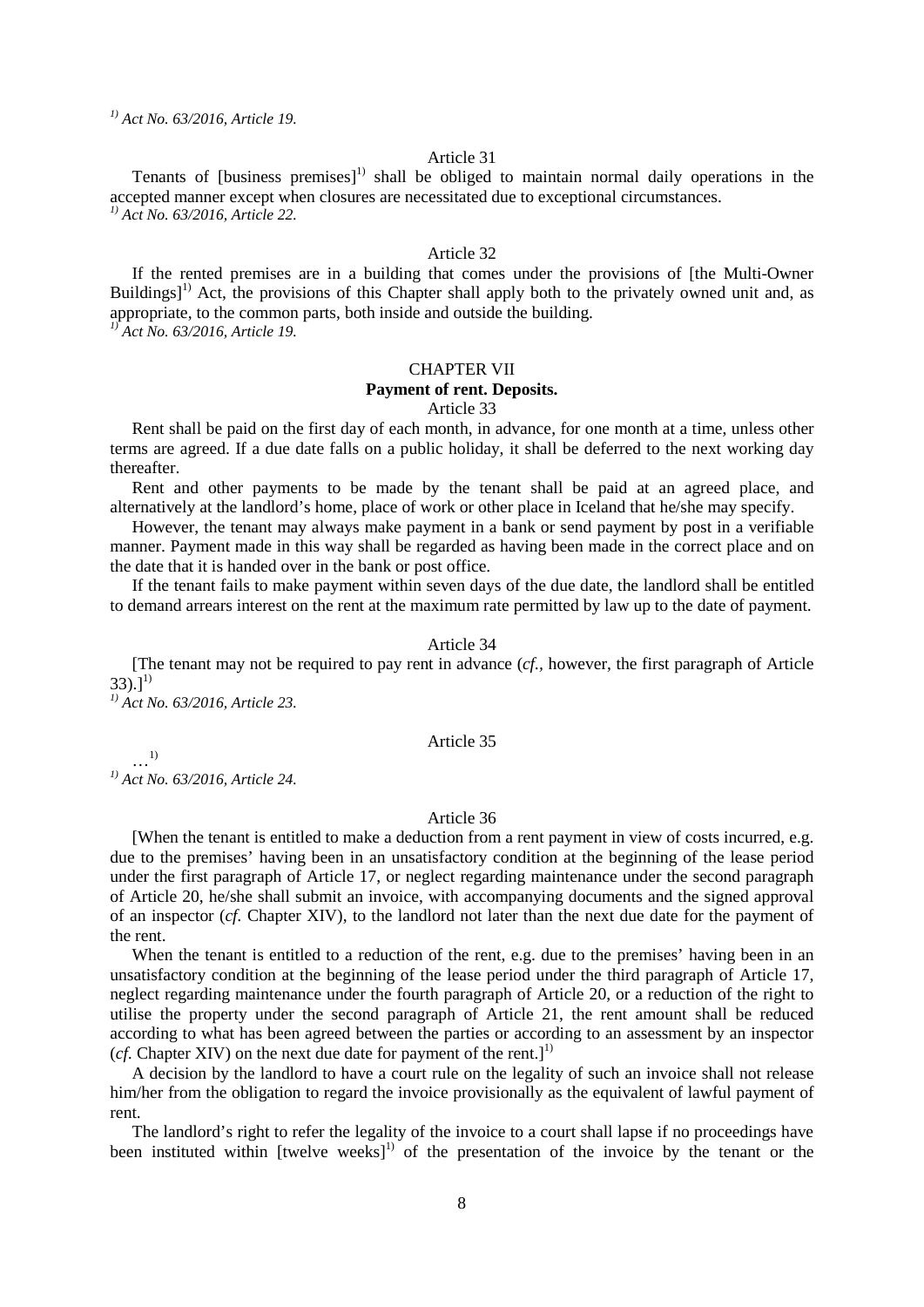*[1] Act No. 63/2016, Article 19.*

Article 31

Tenants of [business premises][1] shall be obliged to maintain normal daily operations in the accepted manner except when closures are necessitated due to exceptional circumstances.

*[1] Act No. 63/2016, Article 22.*

Article 32

If the rented premises are in a building that comes under the provisions of [the Multi-Owner Buildings][1] Act, the provisions of this Chapter shall apply both to the privately owned unit and, as appropriate, to the common parts, both inside and outside the building.

*[1] Act No. 63/2016, Article 19.*

## CHAPTER VII
## Payment of rent. Deposits.

Article 33

Rent shall be paid on the first day of each month, in advance, for one month at a time, unless other terms are agreed. If a due date falls on a public holiday, it shall be deferred to the next working day thereafter.

Rent and other payments to be made by the tenant shall be paid at an agreed place, and alternatively at the landlord's home, place of work or other place in Iceland that he/she may specify.

However, the tenant may always make payment in a bank or send payment by post in a verifiable manner. Payment made in this way shall be regarded as having been made in the correct place and on the date that it is handed over in the bank or post office.

If the tenant fails to make payment within seven days of the due date, the landlord shall be entitled to demand arrears interest on the rent at the maximum rate permitted by law up to the date of payment.

Article 34

[The tenant may not be required to pay rent in advance (*cf.*, however, the first paragraph of Article 33).][1]

*[1] Act No. 63/2016, Article 23.*

Article 35

…[1]

*[1] Act No. 63/2016, Article 24.*

Article 36

[When the tenant is entitled to make a deduction from a rent payment in view of costs incurred, e.g. due to the premises' having been in an unsatisfactory condition at the beginning of the lease period under the first paragraph of Article 17, or neglect regarding maintenance under the second paragraph of Article 20, he/she shall submit an invoice, with accompanying documents and the signed approval of an inspector (*cf.* Chapter XIV), to the landlord not later than the next due date for the payment of the rent.

When the tenant is entitled to a reduction of the rent, e.g. due to the premises' having been in an unsatisfactory condition at the beginning of the lease period under the third paragraph of Article 17, neglect regarding maintenance under the fourth paragraph of Article 20, or a reduction of the right to utilise the property under the second paragraph of Article 21, the rent amount shall be reduced according to what has been agreed between the parties or according to an assessment by an inspector (*cf.* Chapter XIV) on the next due date for payment of the rent.][1]

A decision by the landlord to have a court rule on the legality of such an invoice shall not release him/her from the obligation to regard the invoice provisionally as the equivalent of lawful payment of rent.

The landlord's right to refer the legality of the invoice to a court shall lapse if no proceedings have been instituted within [twelve weeks][1] of the presentation of the invoice by the tenant or the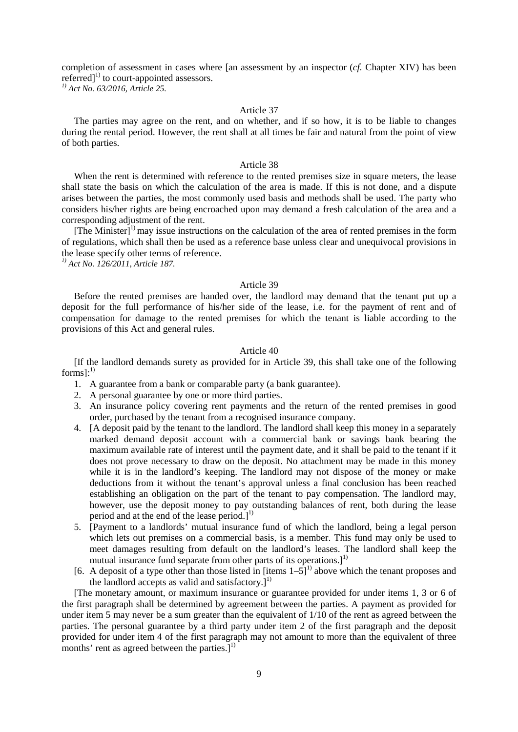completion of assessment in cases where [an assessment by an inspector (*cf.* Chapter XIV) has been referred][1)] to court-appointed assessors.

*[1)] Act No. 63/2016, Article 25.*

Article 37

The parties may agree on the rent, and on whether, and if so how, it is to be liable to changes during the rental period. However, the rent shall at all times be fair and natural from the point of view of both parties.

Article 38

When the rent is determined with reference to the rented premises size in square meters, the lease shall state the basis on which the calculation of the area is made. If this is not done, and a dispute arises between the parties, the most commonly used basis and methods shall be used. The party who considers his/her rights are being encroached upon may demand a fresh calculation of the area and a corresponding adjustment of the rent.

[The Minister][1)] may issue instructions on the calculation of the area of rented premises in the form of regulations, which shall then be used as a reference base unless clear and unequivocal provisions in the lease specify other terms of reference.

*[1)] Act No. 126/2011, Article 187.*

Article 39

Before the rented premises are handed over, the landlord may demand that the tenant put up a deposit for the full performance of his/her side of the lease, i.e. for the payment of rent and of compensation for damage to the rented premises for which the tenant is liable according to the provisions of this Act and general rules.

Article 40

[If the landlord demands surety as provided for in Article 39, this shall take one of the following forms]:[1)]

1. A guarantee from a bank or comparable party (a bank guarantee).
2. A personal guarantee by one or more third parties.
3. An insurance policy covering rent payments and the return of the rented premises in good order, purchased by the tenant from a recognised insurance company.
4. [A deposit paid by the tenant to the landlord. The landlord shall keep this money in a separately marked demand deposit account with a commercial bank or savings bank bearing the maximum available rate of interest until the payment date, and it shall be paid to the tenant if it does not prove necessary to draw on the deposit. No attachment may be made in this money while it is in the landlord's keeping. The landlord may not dispose of the money or make deductions from it without the tenant's approval unless a final conclusion has been reached establishing an obligation on the part of the tenant to pay compensation. The landlord may, however, use the deposit money to pay outstanding balances of rent, both during the lease period and at the end of the lease period.][1)]
5. [Payment to a landlords' mutual insurance fund of which the landlord, being a legal person which lets out premises on a commercial basis, is a member. This fund may only be used to meet damages resulting from default on the landlord's leases. The landlord shall keep the mutual insurance fund separate from other parts of its operations.][1)]
6. [6. A deposit of a type other than those listed in [items 1–5][1)] above which the tenant proposes and the landlord accepts as valid and satisfactory.][1)]

[The monetary amount, or maximum insurance or guarantee provided for under items 1, 3 or 6 of the first paragraph shall be determined by agreement between the parties. A payment as provided for under item 5 may never be a sum greater than the equivalent of 1/10 of the rent as agreed between the parties. The personal guarantee by a third party under item 2 of the first paragraph and the deposit provided for under item 4 of the first paragraph may not amount to more than the equivalent of three months' rent as agreed between the parties.][1)]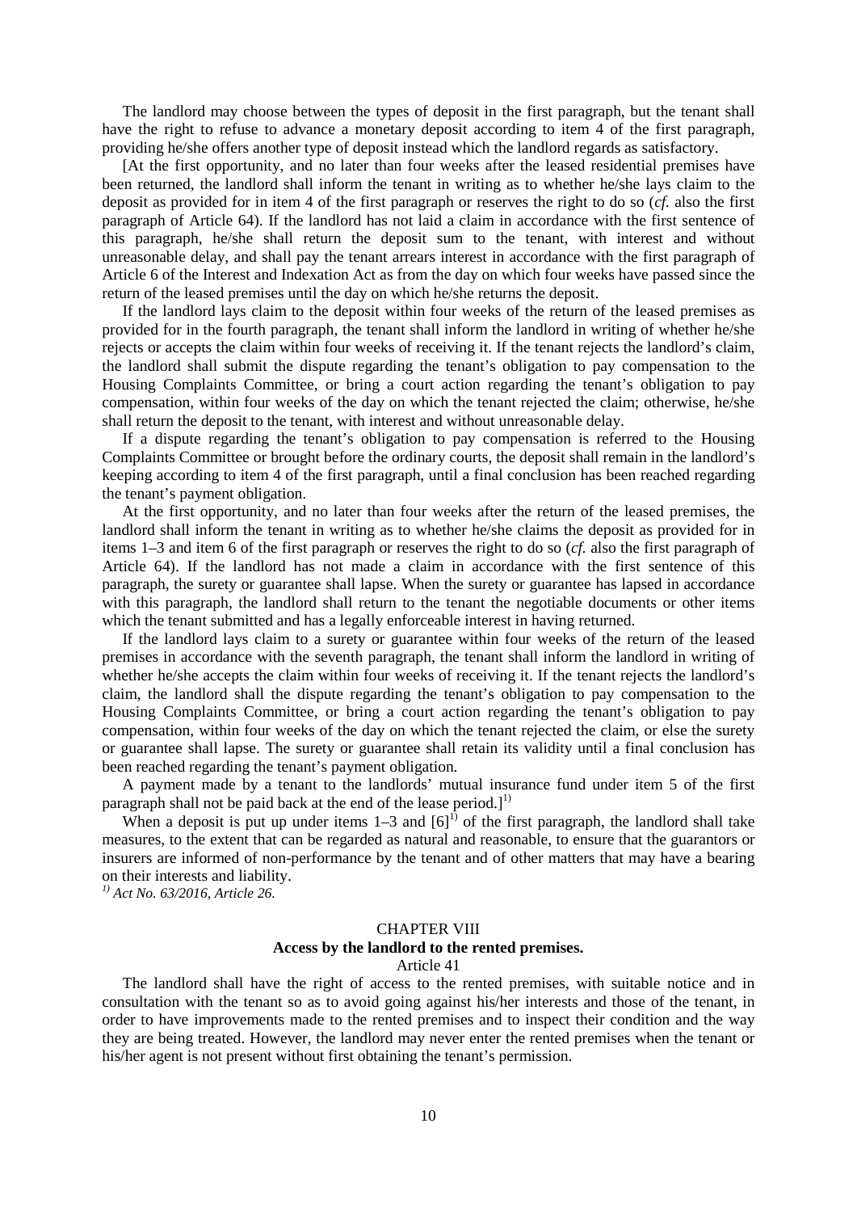The landlord may choose between the types of deposit in the first paragraph, but the tenant shall have the right to refuse to advance a monetary deposit according to item 4 of the first paragraph, providing he/she offers another type of deposit instead which the landlord regards as satisfactory.

[At the first opportunity, and no later than four weeks after the leased residential premises have been returned, the landlord shall inform the tenant in writing as to whether he/she lays claim to the deposit as provided for in item 4 of the first paragraph or reserves the right to do so (*cf.* also the first paragraph of Article 64). If the landlord has not laid a claim in accordance with the first sentence of this paragraph, he/she shall return the deposit sum to the tenant, with interest and without unreasonable delay, and shall pay the tenant arrears interest in accordance with the first paragraph of Article 6 of the Interest and Indexation Act as from the day on which four weeks have passed since the return of the leased premises until the day on which he/she returns the deposit.

If the landlord lays claim to the deposit within four weeks of the return of the leased premises as provided for in the fourth paragraph, the tenant shall inform the landlord in writing of whether he/she rejects or accepts the claim within four weeks of receiving it. If the tenant rejects the landlord's claim, the landlord shall submit the dispute regarding the tenant's obligation to pay compensation to the Housing Complaints Committee, or bring a court action regarding the tenant's obligation to pay compensation, within four weeks of the day on which the tenant rejected the claim; otherwise, he/she shall return the deposit to the tenant, with interest and without unreasonable delay.

If a dispute regarding the tenant's obligation to pay compensation is referred to the Housing Complaints Committee or brought before the ordinary courts, the deposit shall remain in the landlord's keeping according to item 4 of the first paragraph, until a final conclusion has been reached regarding the tenant's payment obligation.

At the first opportunity, and no later than four weeks after the return of the leased premises, the landlord shall inform the tenant in writing as to whether he/she claims the deposit as provided for in items 1–3 and item 6 of the first paragraph or reserves the right to do so (*cf.* also the first paragraph of Article 64). If the landlord has not made a claim in accordance with the first sentence of this paragraph, the surety or guarantee shall lapse. When the surety or guarantee has lapsed in accordance with this paragraph, the landlord shall return to the tenant the negotiable documents or other items which the tenant submitted and has a legally enforceable interest in having returned.

If the landlord lays claim to a surety or guarantee within four weeks of the return of the leased premises in accordance with the seventh paragraph, the tenant shall inform the landlord in writing of whether he/she accepts the claim within four weeks of receiving it. If the tenant rejects the landlord's claim, the landlord shall the dispute regarding the tenant's obligation to pay compensation to the Housing Complaints Committee, or bring a court action regarding the tenant's obligation to pay compensation, within four weeks of the day on which the tenant rejected the claim, or else the surety or guarantee shall lapse. The surety or guarantee shall retain its validity until a final conclusion has been reached regarding the tenant's payment obligation.

A payment made by a tenant to the landlords' mutual insurance fund under item 5 of the first paragraph shall not be paid back at the end of the lease period.][1)]

When a deposit is put up under items 1–3 and [6][1)] of the first paragraph, the landlord shall take measures, to the extent that can be regarded as natural and reasonable, to ensure that the guarantors or insurers are informed of non-performance by the tenant and of other matters that may have a bearing on their interests and liability.

*[1)] Act No. 63/2016, Article 26.*

## CHAPTER VIII
### Access by the landlord to the rented premises.
Article 41

The landlord shall have the right of access to the rented premises, with suitable notice and in consultation with the tenant so as to avoid going against his/her interests and those of the tenant, in order to have improvements made to the rented premises and to inspect their condition and the way they are being treated. However, the landlord may never enter the rented premises when the tenant or his/her agent is not present without first obtaining the tenant's permission.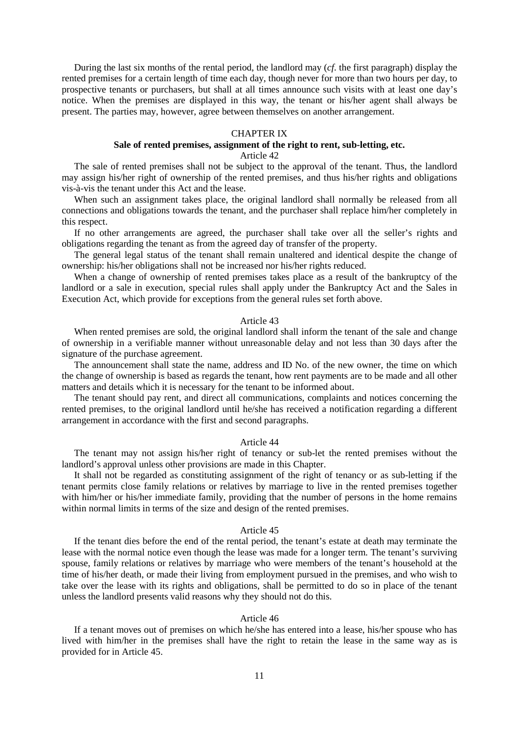During the last six months of the rental period, the landlord may (*cf*. the first paragraph) display the rented premises for a certain length of time each day, though never for more than two hours per day, to prospective tenants or purchasers, but shall at all times announce such visits with at least one day's notice. When the premises are displayed in this way, the tenant or his/her agent shall always be present. The parties may, however, agree between themselves on another arrangement.

## CHAPTER IX

### Sale of rented premises, assignment of the right to rent, sub-letting, etc.

Article 42

The sale of rented premises shall not be subject to the approval of the tenant. Thus, the landlord may assign his/her right of ownership of the rented premises, and thus his/her rights and obligations vis-à-vis the tenant under this Act and the lease.

When such an assignment takes place, the original landlord shall normally be released from all connections and obligations towards the tenant, and the purchaser shall replace him/her completely in this respect.

If no other arrangements are agreed, the purchaser shall take over all the seller's rights and obligations regarding the tenant as from the agreed day of transfer of the property.

The general legal status of the tenant shall remain unaltered and identical despite the change of ownership: his/her obligations shall not be increased nor his/her rights reduced.

When a change of ownership of rented premises takes place as a result of the bankruptcy of the landlord or a sale in execution, special rules shall apply under the Bankruptcy Act and the Sales in Execution Act, which provide for exceptions from the general rules set forth above.

Article 43

When rented premises are sold, the original landlord shall inform the tenant of the sale and change of ownership in a verifiable manner without unreasonable delay and not less than 30 days after the signature of the purchase agreement.

The announcement shall state the name, address and ID No. of the new owner, the time on which the change of ownership is based as regards the tenant, how rent payments are to be made and all other matters and details which it is necessary for the tenant to be informed about.

The tenant should pay rent, and direct all communications, complaints and notices concerning the rented premises, to the original landlord until he/she has received a notification regarding a different arrangement in accordance with the first and second paragraphs.

Article 44

The tenant may not assign his/her right of tenancy or sub-let the rented premises without the landlord's approval unless other provisions are made in this Chapter.

It shall not be regarded as constituting assignment of the right of tenancy or as sub-letting if the tenant permits close family relations or relatives by marriage to live in the rented premises together with him/her or his/her immediate family, providing that the number of persons in the home remains within normal limits in terms of the size and design of the rented premises.

Article 45

If the tenant dies before the end of the rental period, the tenant's estate at death may terminate the lease with the normal notice even though the lease was made for a longer term. The tenant's surviving spouse, family relations or relatives by marriage who were members of the tenant's household at the time of his/her death, or made their living from employment pursued in the premises, and who wish to take over the lease with its rights and obligations, shall be permitted to do so in place of the tenant unless the landlord presents valid reasons why they should not do this.

Article 46

If a tenant moves out of premises on which he/she has entered into a lease, his/her spouse who has lived with him/her in the premises shall have the right to retain the lease in the same way as is provided for in Article 45.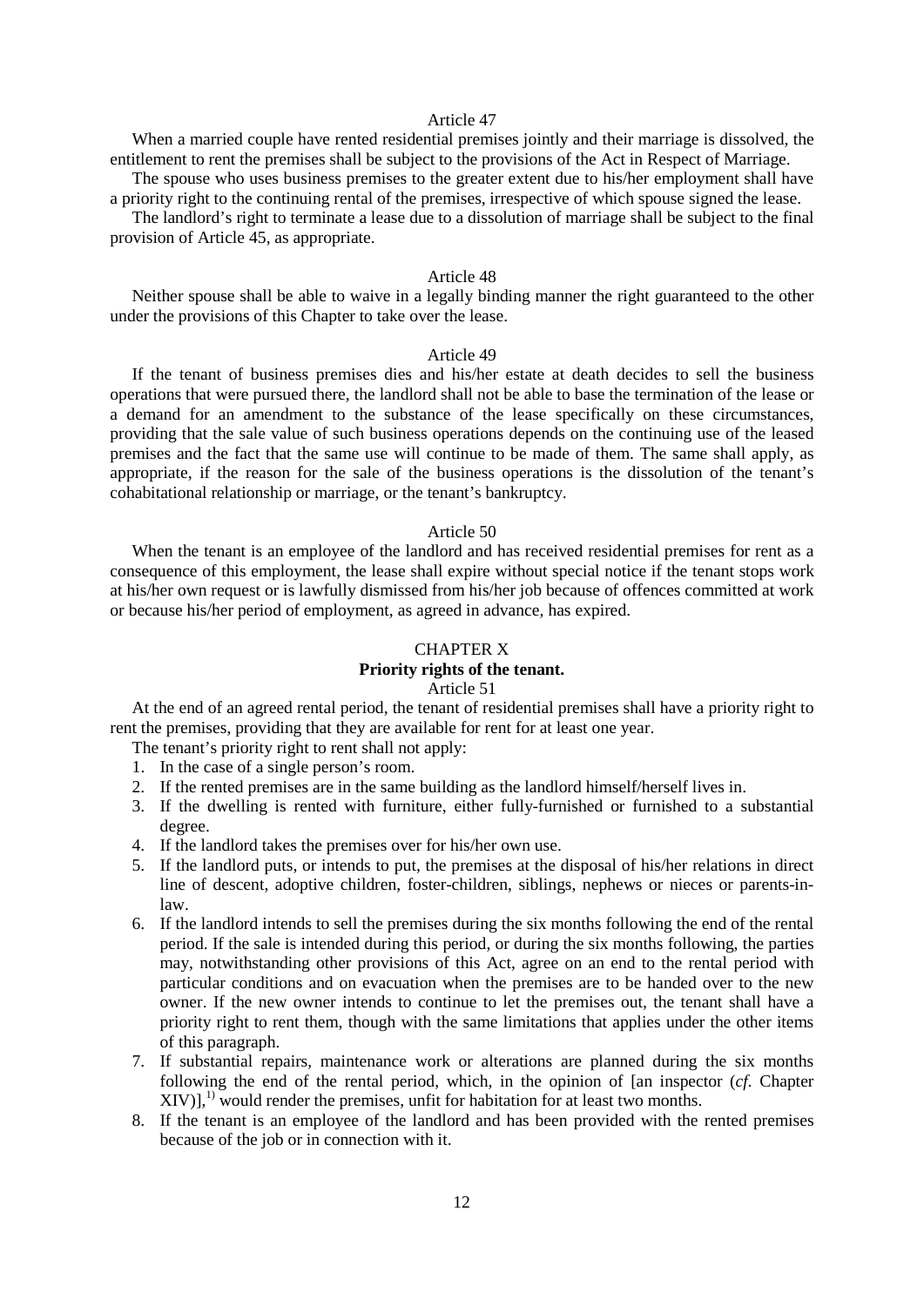### Article 47

When a married couple have rented residential premises jointly and their marriage is dissolved, the entitlement to rent the premises shall be subject to the provisions of the Act in Respect of Marriage.

The spouse who uses business premises to the greater extent due to his/her employment shall have a priority right to the continuing rental of the premises, irrespective of which spouse signed the lease.

The landlord's right to terminate a lease due to a dissolution of marriage shall be subject to the final provision of Article 45, as appropriate.

### Article 48

Neither spouse shall be able to waive in a legally binding manner the right guaranteed to the other under the provisions of this Chapter to take over the lease.

### Article 49

If the tenant of business premises dies and his/her estate at death decides to sell the business operations that were pursued there, the landlord shall not be able to base the termination of the lease or a demand for an amendment to the substance of the lease specifically on these circumstances, providing that the sale value of such business operations depends on the continuing use of the leased premises and the fact that the same use will continue to be made of them. The same shall apply, as appropriate, if the reason for the sale of the business operations is the dissolution of the tenant's cohabitational relationship or marriage, or the tenant's bankruptcy.

### Article 50

When the tenant is an employee of the landlord and has received residential premises for rent as a consequence of this employment, the lease shall expire without special notice if the tenant stops work at his/her own request or is lawfully dismissed from his/her job because of offences committed at work or because his/her period of employment, as agreed in advance, has expired.

## CHAPTER X
## **Priority rights of the tenant.**

### Article 51

At the end of an agreed rental period, the tenant of residential premises shall have a priority right to rent the premises, providing that they are available for rent for at least one year.

The tenant's priority right to rent shall not apply:

1. In the case of a single person's room.
2. If the rented premises are in the same building as the landlord himself/herself lives in.
3. If the dwelling is rented with furniture, either fully-furnished or furnished to a substantial degree.
4. If the landlord takes the premises over for his/her own use.
5. If the landlord puts, or intends to put, the premises at the disposal of his/her relations in direct line of descent, adoptive children, foster-children, siblings, nephews or nieces or parents-in-law.
6. If the landlord intends to sell the premises during the six months following the end of the rental period. If the sale is intended during this period, or during the six months following, the parties may, notwithstanding other provisions of this Act, agree on an end to the rental period with particular conditions and on evacuation when the premises are to be handed over to the new owner. If the new owner intends to continue to let the premises out, the tenant shall have a priority right to rent them, though with the same limitations that applies under the other items of this paragraph.
7. If substantial repairs, maintenance work or alterations are planned during the six months following the end of the rental period, which, in the opinion of [an inspector (*cf.* Chapter XIV)],[1] would render the premises, unfit for habitation for at least two months.
8. If the tenant is an employee of the landlord and has been provided with the rented premises because of the job or in connection with it.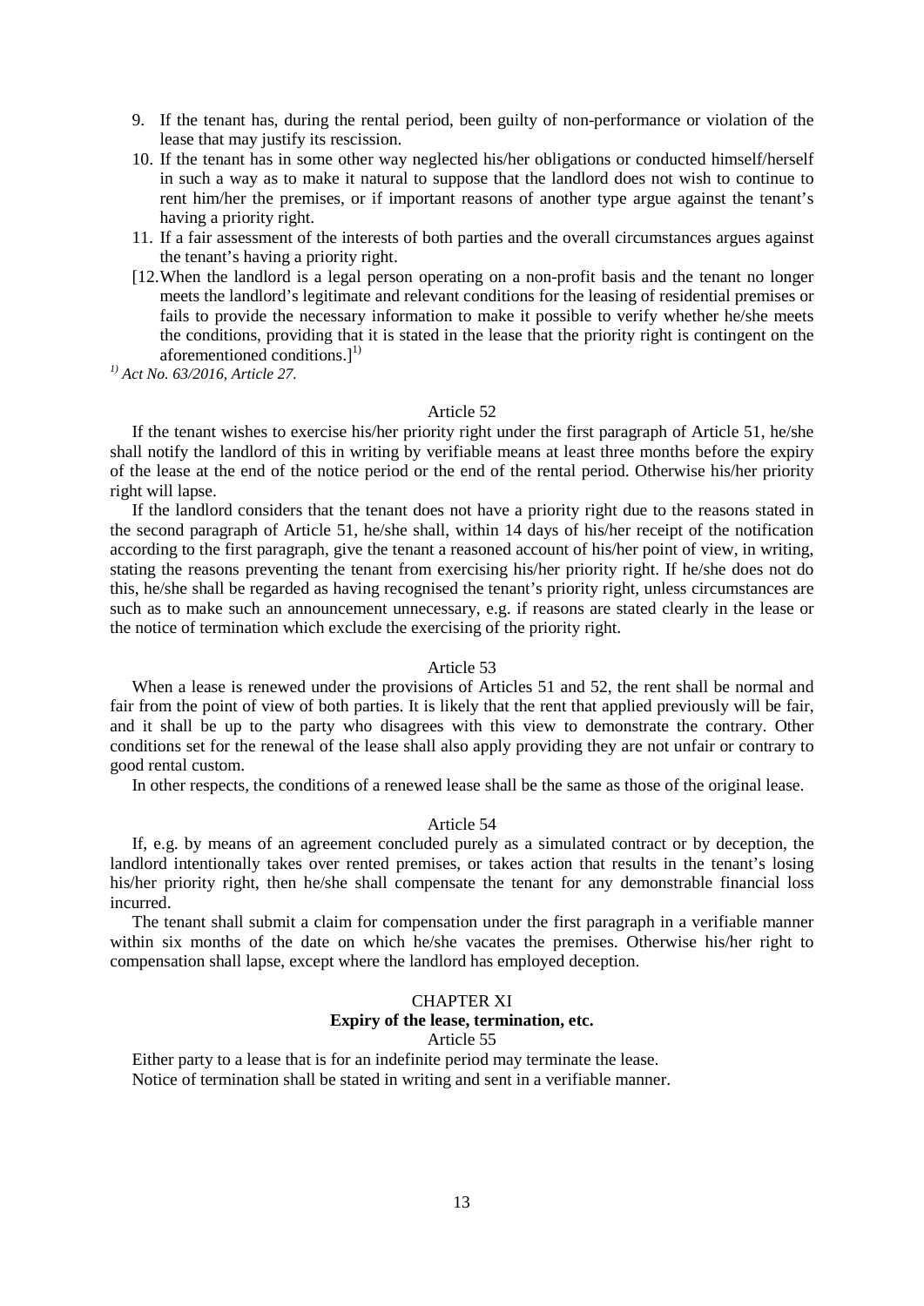9. If the tenant has, during the rental period, been guilty of non-performance or violation of the lease that may justify its rescission.
10. If the tenant has in some other way neglected his/her obligations or conducted himself/herself in such a way as to make it natural to suppose that the landlord does not wish to continue to rent him/her the premises, or if important reasons of another type argue against the tenant's having a priority right.
11. If a fair assessment of the interests of both parties and the overall circumstances argues against the tenant's having a priority right.
[12. When the landlord is a legal person operating on a non-profit basis and the tenant no longer meets the landlord's legitimate and relevant conditions for the leasing of residential premises or fails to provide the necessary information to make it possible to verify whether he/she meets the conditions, providing that it is stated in the lease that the priority right is contingent on the aforementioned conditions.][1)]

*[1)] Act No. 63/2016, Article 27.*

Article 52

If the tenant wishes to exercise his/her priority right under the first paragraph of Article 51, he/she shall notify the landlord of this in writing by verifiable means at least three months before the expiry of the lease at the end of the notice period or the end of the rental period. Otherwise his/her priority right will lapse.

If the landlord considers that the tenant does not have a priority right due to the reasons stated in the second paragraph of Article 51, he/she shall, within 14 days of his/her receipt of the notification according to the first paragraph, give the tenant a reasoned account of his/her point of view, in writing, stating the reasons preventing the tenant from exercising his/her priority right. If he/she does not do this, he/she shall be regarded as having recognised the tenant's priority right, unless circumstances are such as to make such an announcement unnecessary, e.g. if reasons are stated clearly in the lease or the notice of termination which exclude the exercising of the priority right.

Article 53

When a lease is renewed under the provisions of Articles 51 and 52, the rent shall be normal and fair from the point of view of both parties. It is likely that the rent that applied previously will be fair, and it shall be up to the party who disagrees with this view to demonstrate the contrary. Other conditions set for the renewal of the lease shall also apply providing they are not unfair or contrary to good rental custom.

In other respects, the conditions of a renewed lease shall be the same as those of the original lease.

Article 54

If, e.g. by means of an agreement concluded purely as a simulated contract or by deception, the landlord intentionally takes over rented premises, or takes action that results in the tenant's losing his/her priority right, then he/she shall compensate the tenant for any demonstrable financial loss incurred.

The tenant shall submit a claim for compensation under the first paragraph in a verifiable manner within six months of the date on which he/she vacates the premises. Otherwise his/her right to compensation shall lapse, except where the landlord has employed deception.

## CHAPTER XI
### Expiry of the lease, termination, etc.

Article 55

Either party to a lease that is for an indefinite period may terminate the lease.

Notice of termination shall be stated in writing and sent in a verifiable manner.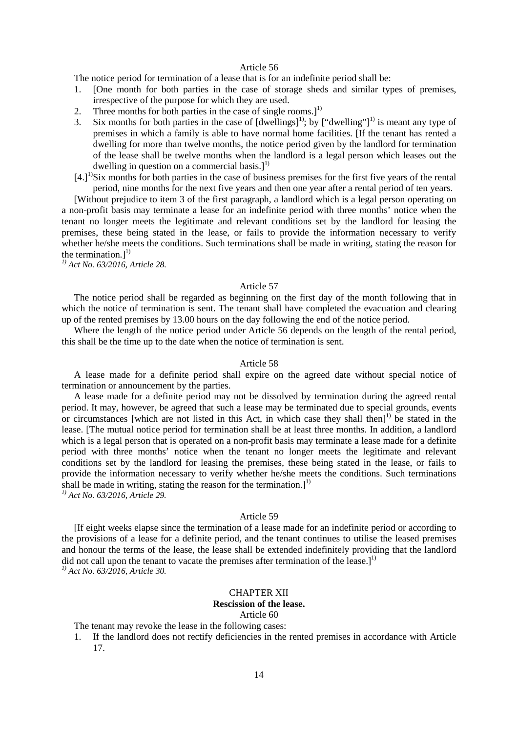Article 56

The notice period for termination of a lease that is for an indefinite period shall be:

1. [One month for both parties in the case of storage sheds and similar types of premises, irrespective of the purpose for which they are used.
2. Three months for both parties in the case of single rooms.][1)]
3. Six months for both parties in the case of [dwellings][1)]; by ["dwelling"][1)] is meant any type of premises in which a family is able to have normal home facilities. [If the tenant has rented a dwelling for more than twelve months, the notice period given by the landlord for termination of the lease shall be twelve months when the landlord is a legal person which leases out the dwelling in question on a commercial basis.][1)]

[4.][1)]Six months for both parties in the case of business premises for the first five years of the rental period, nine months for the next five years and then one year after a rental period of ten years.

[Without prejudice to item 3 of the first paragraph, a landlord which is a legal person operating on a non-profit basis may terminate a lease for an indefinite period with three months' notice when the tenant no longer meets the legitimate and relevant conditions set by the landlord for leasing the premises, these being stated in the lease, or fails to provide the information necessary to verify whether he/she meets the conditions. Such terminations shall be made in writing, stating the reason for the termination.][1)]

*[1)] Act No. 63/2016, Article 28.*

Article 57

The notice period shall be regarded as beginning on the first day of the month following that in which the notice of termination is sent. The tenant shall have completed the evacuation and clearing up of the rented premises by 13.00 hours on the day following the end of the notice period.

Where the length of the notice period under Article 56 depends on the length of the rental period, this shall be the time up to the date when the notice of termination is sent.

Article 58

A lease made for a definite period shall expire on the agreed date without special notice of termination or announcement by the parties.

A lease made for a definite period may not be dissolved by termination during the agreed rental period. It may, however, be agreed that such a lease may be terminated due to special grounds, events or circumstances [which are not listed in this Act, in which case they shall then][1)] be stated in the lease. [The mutual notice period for termination shall be at least three months. In addition, a landlord which is a legal person that is operated on a non-profit basis may terminate a lease made for a definite period with three months' notice when the tenant no longer meets the legitimate and relevant conditions set by the landlord for leasing the premises, these being stated in the lease, or fails to provide the information necessary to verify whether he/she meets the conditions. Such terminations shall be made in writing, stating the reason for the termination.][1)]

*[1)] Act No. 63/2016, Article 29.*

Article 59

[If eight weeks elapse since the termination of a lease made for an indefinite period or according to the provisions of a lease for a definite period, and the tenant continues to utilise the leased premises and honour the terms of the lease, the lease shall be extended indefinitely providing that the landlord did not call upon the tenant to vacate the premises after termination of the lease.][1)]

*[1)] Act No. 63/2016, Article 30.*

## CHAPTER XII
### Rescission of the lease.

Article 60

The tenant may revoke the lease in the following cases:

1. If the landlord does not rectify deficiencies in the rented premises in accordance with Article 17.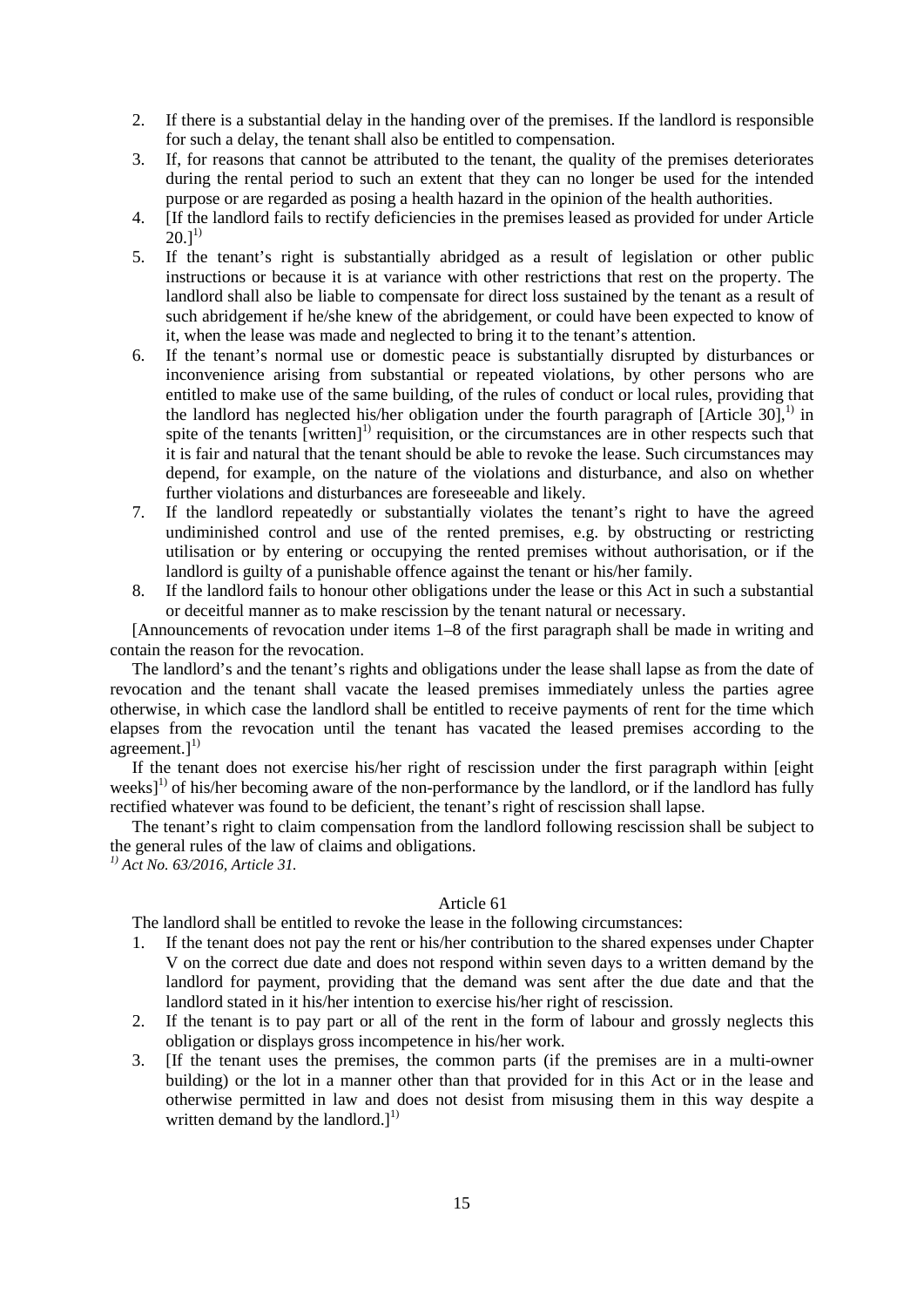2. If there is a substantial delay in the handing over of the premises. If the landlord is responsible for such a delay, the tenant shall also be entitled to compensation.
3. If, for reasons that cannot be attributed to the tenant, the quality of the premises deteriorates during the rental period to such an extent that they can no longer be used for the intended purpose or are regarded as posing a health hazard in the opinion of the health authorities.
4. [If the landlord fails to rectify deficiencies in the premises leased as provided for under Article 20.][1)]
5. If the tenant's right is substantially abridged as a result of legislation or other public instructions or because it is at variance with other restrictions that rest on the property. The landlord shall also be liable to compensate for direct loss sustained by the tenant as a result of such abridgement if he/she knew of the abridgement, or could have been expected to know of it, when the lease was made and neglected to bring it to the tenant's attention.
6. If the tenant's normal use or domestic peace is substantially disrupted by disturbances or inconvenience arising from substantial or repeated violations, by other persons who are entitled to make use of the same building, of the rules of conduct or local rules, providing that the landlord has neglected his/her obligation under the fourth paragraph of [Article 30],[1)] in spite of the tenants [written][1)] requisition, or the circumstances are in other respects such that it is fair and natural that the tenant should be able to revoke the lease. Such circumstances may depend, for example, on the nature of the violations and disturbance, and also on whether further violations and disturbances are foreseeable and likely.
7. If the landlord repeatedly or substantially violates the tenant's right to have the agreed undiminished control and use of the rented premises, e.g. by obstructing or restricting utilisation or by entering or occupying the rented premises without authorisation, or if the landlord is guilty of a punishable offence against the tenant or his/her family.
8. If the landlord fails to honour other obligations under the lease or this Act in such a substantial or deceitful manner as to make rescission by the tenant natural or necessary.

[Announcements of revocation under items 1–8 of the first paragraph shall be made in writing and contain the reason for the revocation.

The landlord's and the tenant's rights and obligations under the lease shall lapse as from the date of revocation and the tenant shall vacate the leased premises immediately unless the parties agree otherwise, in which case the landlord shall be entitled to receive payments of rent for the time which elapses from the revocation until the tenant has vacated the leased premises according to the agreement.][1)]

If the tenant does not exercise his/her right of rescission under the first paragraph within [eight weeks][1)] of his/her becoming aware of the non-performance by the landlord, or if the landlord has fully rectified whatever was found to be deficient, the tenant's right of rescission shall lapse.

The tenant's right to claim compensation from the landlord following rescission shall be subject to the general rules of the law of claims and obligations.

*[1)] Act No. 63/2016, Article 31.*

### Article 61

The landlord shall be entitled to revoke the lease in the following circumstances:

1. If the tenant does not pay the rent or his/her contribution to the shared expenses under Chapter V on the correct due date and does not respond within seven days to a written demand by the landlord for payment, providing that the demand was sent after the due date and that the landlord stated in it his/her intention to exercise his/her right of rescission.
2. If the tenant is to pay part or all of the rent in the form of labour and grossly neglects this obligation or displays gross incompetence in his/her work.
3. [If the tenant uses the premises, the common parts (if the premises are in a multi-owner building) or the lot in a manner other than that provided for in this Act or in the lease and otherwise permitted in law and does not desist from misusing them in this way despite a written demand by the landlord.][1)]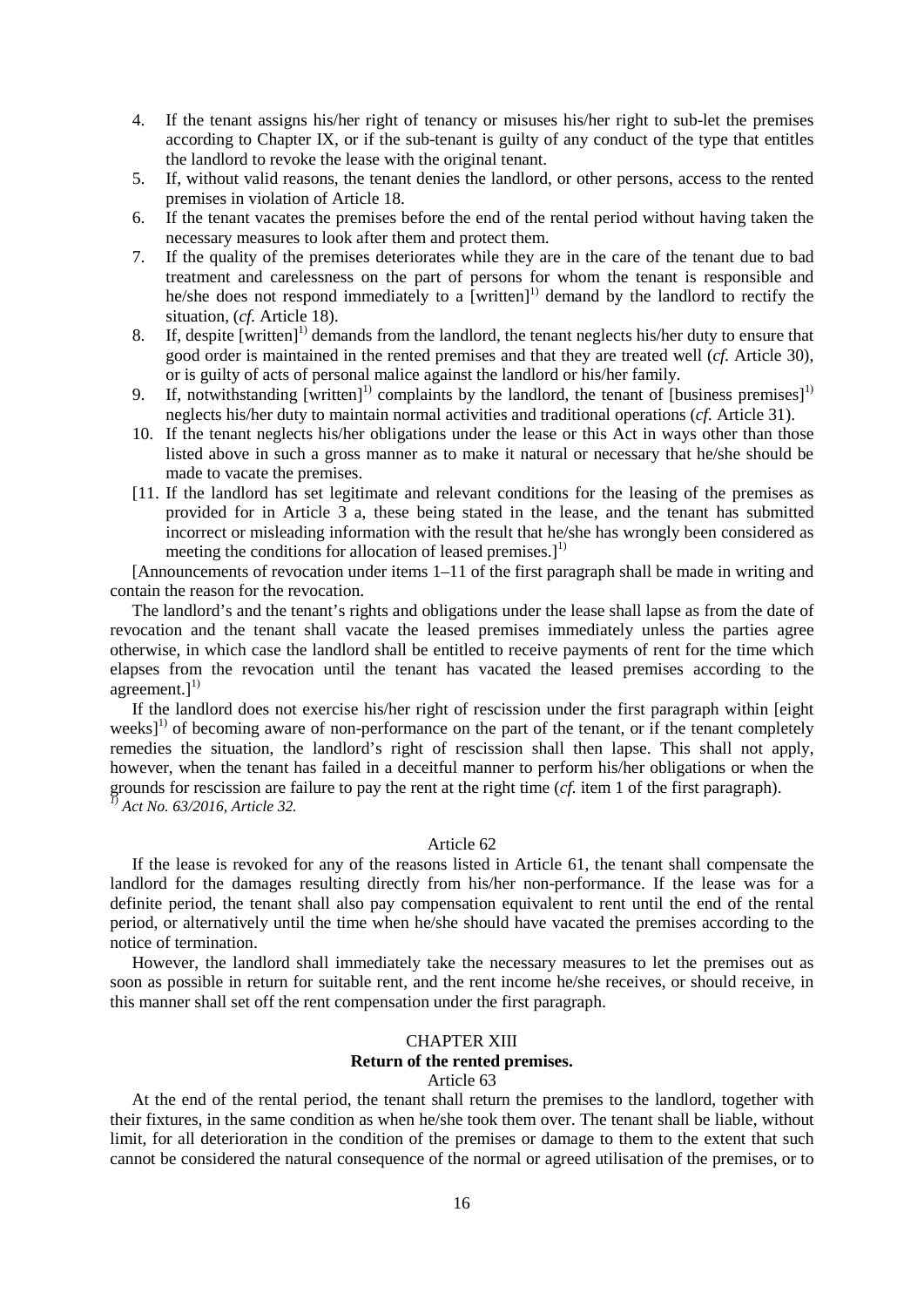4. If the tenant assigns his/her right of tenancy or misuses his/her right to sub-let the premises according to Chapter IX, or if the sub-tenant is guilty of any conduct of the type that entitles the landlord to revoke the lease with the original tenant.
5. If, without valid reasons, the tenant denies the landlord, or other persons, access to the rented premises in violation of Article 18.
6. If the tenant vacates the premises before the end of the rental period without having taken the necessary measures to look after them and protect them.
7. If the quality of the premises deteriorates while they are in the care of the tenant due to bad treatment and carelessness on the part of persons for whom the tenant is responsible and he/she does not respond immediately to a [written][1)] demand by the landlord to rectify the situation, (*cf.* Article 18).
8. If, despite [written][1)] demands from the landlord, the tenant neglects his/her duty to ensure that good order is maintained in the rented premises and that they are treated well (*cf.* Article 30), or is guilty of acts of personal malice against the landlord or his/her family.
9. If, notwithstanding [written][1)] complaints by the landlord, the tenant of [business premises][1)] neglects his/her duty to maintain normal activities and traditional operations (*cf.* Article 31).
10. If the tenant neglects his/her obligations under the lease or this Act in ways other than those listed above in such a gross manner as to make it natural or necessary that he/she should be made to vacate the premises.
[11. If the landlord has set legitimate and relevant conditions for the leasing of the premises as provided for in Article 3 a, these being stated in the lease, and the tenant has submitted incorrect or misleading information with the result that he/she has wrongly been considered as meeting the conditions for allocation of leased premises.][1)]

[Announcements of revocation under items 1–11 of the first paragraph shall be made in writing and contain the reason for the revocation.

The landlord's and the tenant's rights and obligations under the lease shall lapse as from the date of revocation and the tenant shall vacate the leased premises immediately unless the parties agree otherwise, in which case the landlord shall be entitled to receive payments of rent for the time which elapses from the revocation until the tenant has vacated the leased premises according to the agreement.][1)]

If the landlord does not exercise his/her right of rescission under the first paragraph within [eight weeks][1)] of becoming aware of non-performance on the part of the tenant, or if the tenant completely remedies the situation, the landlord's right of rescission shall then lapse. This shall not apply, however, when the tenant has failed in a deceitful manner to perform his/her obligations or when the grounds for rescission are failure to pay the rent at the right time (*cf.* item 1 of the first paragraph).

[1)] *Act No. 63/2016, Article 32.*

Article 62

If the lease is revoked for any of the reasons listed in Article 61, the tenant shall compensate the landlord for the damages resulting directly from his/her non-performance. If the lease was for a definite period, the tenant shall also pay compensation equivalent to rent until the end of the rental period, or alternatively until the time when he/she should have vacated the premises according to the notice of termination.

However, the landlord shall immediately take the necessary measures to let the premises out as soon as possible in return for suitable rent, and the rent income he/she receives, or should receive, in this manner shall set off the rent compensation under the first paragraph.

## CHAPTER XIII
### Return of the rented premises.

Article 63

At the end of the rental period, the tenant shall return the premises to the landlord, together with their fixtures, in the same condition as when he/she took them over. The tenant shall be liable, without limit, for all deterioration in the condition of the premises or damage to them to the extent that such cannot be considered the natural consequence of the normal or agreed utilisation of the premises, or to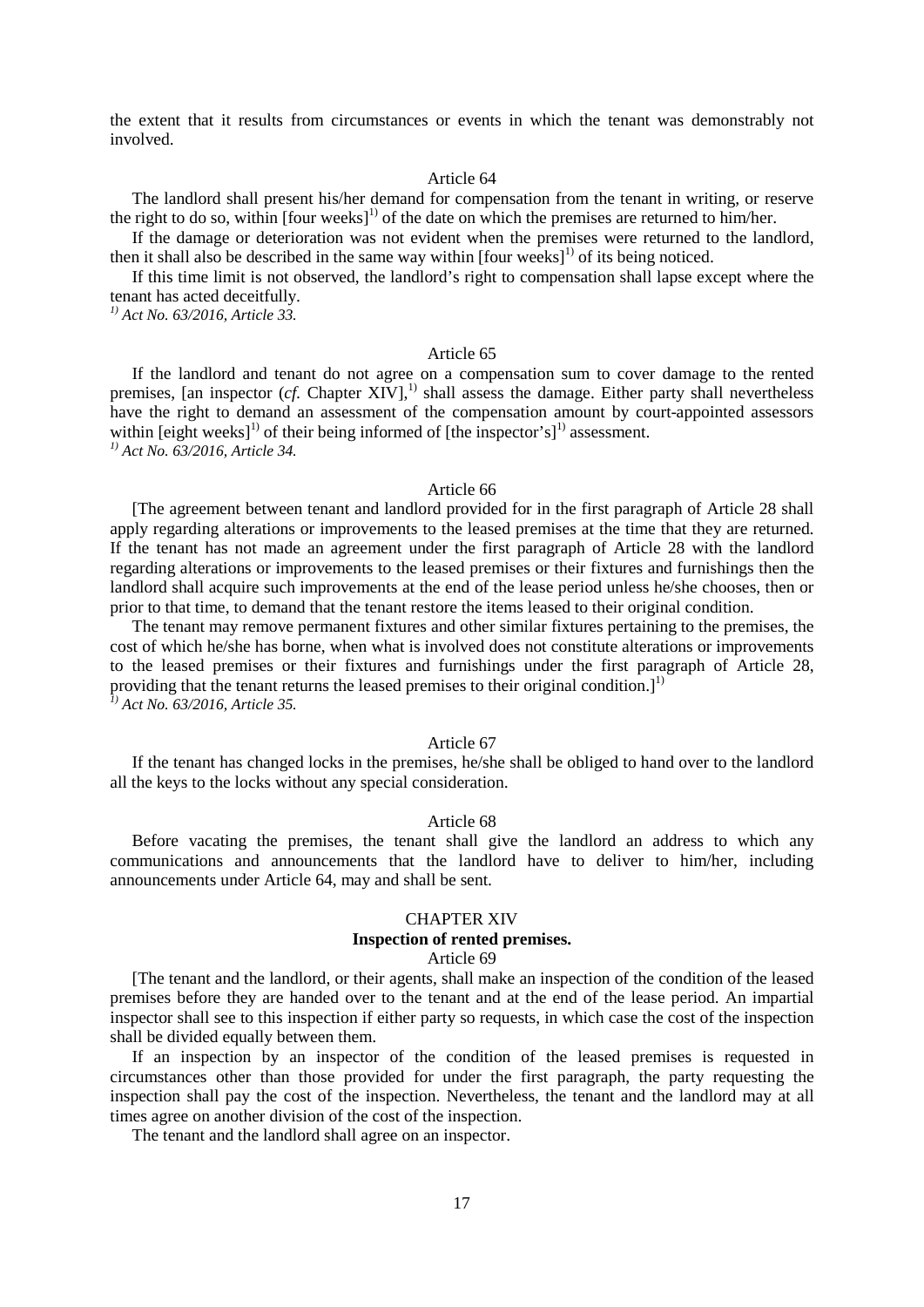the extent that it results from circumstances or events in which the tenant was demonstrably not involved.

### Article 64

The landlord shall present his/her demand for compensation from the tenant in writing, or reserve the right to do so, within [four weeks][1)] of the date on which the premises are returned to him/her.

If the damage or deterioration was not evident when the premises were returned to the landlord, then it shall also be described in the same way within [four weeks][1)] of its being noticed.

If this time limit is not observed, the landlord's right to compensation shall lapse except where the tenant has acted deceitfully.

*[1)] Act No. 63/2016, Article 33.*

### Article 65

If the landlord and tenant do not agree on a compensation sum to cover damage to the rented premises, [an inspector (*cf.* Chapter XIV],[1)] shall assess the damage. Either party shall nevertheless have the right to demand an assessment of the compensation amount by court-appointed assessors within [eight weeks][1)] of their being informed of [the inspector's][1)] assessment.

*[1)] Act No. 63/2016, Article 34.*

### Article 66

[The agreement between tenant and landlord provided for in the first paragraph of Article 28 shall apply regarding alterations or improvements to the leased premises at the time that they are returned. If the tenant has not made an agreement under the first paragraph of Article 28 with the landlord regarding alterations or improvements to the leased premises or their fixtures and furnishings then the landlord shall acquire such improvements at the end of the lease period unless he/she chooses, then or prior to that time, to demand that the tenant restore the items leased to their original condition.

The tenant may remove permanent fixtures and other similar fixtures pertaining to the premises, the cost of which he/she has borne, when what is involved does not constitute alterations or improvements to the leased premises or their fixtures and furnishings under the first paragraph of Article 28, providing that the tenant returns the leased premises to their original condition.][1)]

*[1)] Act No. 63/2016, Article 35.*

### Article 67

If the tenant has changed locks in the premises, he/she shall be obliged to hand over to the landlord all the keys to the locks without any special consideration.

### Article 68

Before vacating the premises, the tenant shall give the landlord an address to which any communications and announcements that the landlord have to deliver to him/her, including announcements under Article 64, may and shall be sent.

## CHAPTER XIV
## Inspection of rented premises.

### Article 69

[The tenant and the landlord, or their agents, shall make an inspection of the condition of the leased premises before they are handed over to the tenant and at the end of the lease period. An impartial inspector shall see to this inspection if either party so requests, in which case the cost of the inspection shall be divided equally between them.

If an inspection by an inspector of the condition of the leased premises is requested in circumstances other than those provided for under the first paragraph, the party requesting the inspection shall pay the cost of the inspection. Nevertheless, the tenant and the landlord may at all times agree on another division of the cost of the inspection.

The tenant and the landlord shall agree on an inspector.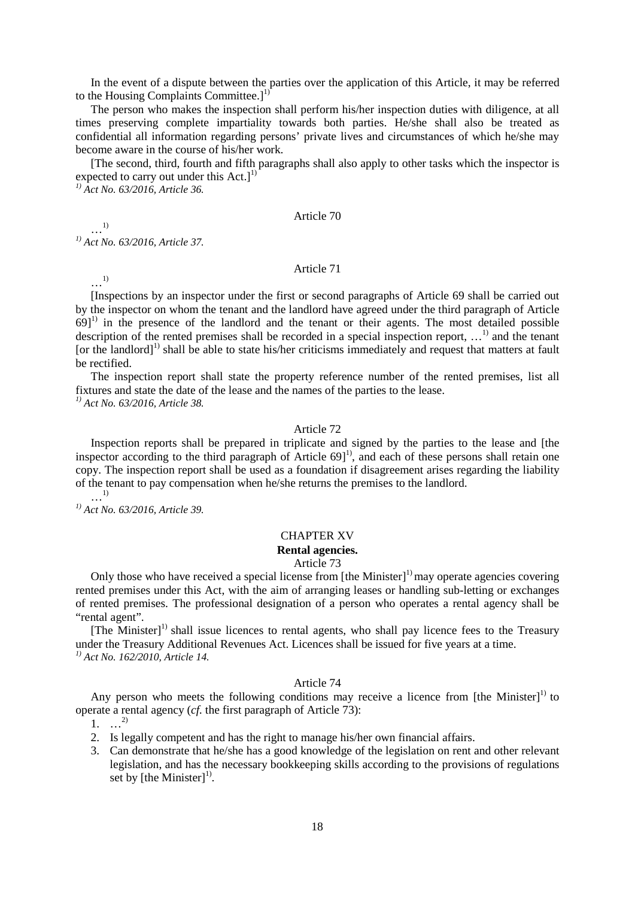In the event of a dispute between the parties over the application of this Article, it may be referred to the Housing Complaints Committee.][1)]

The person who makes the inspection shall perform his/her inspection duties with diligence, at all times preserving complete impartiality towards both parties. He/she shall also be treated as confidential all information regarding persons' private lives and circumstances of which he/she may become aware in the course of his/her work.

[The second, third, fourth and fifth paragraphs shall also apply to other tasks which the inspector is expected to carry out under this Act.][1)]

*[1)] Act No. 63/2016, Article 36.*

Article 70

…[1)]

*[1)] Act No. 63/2016, Article 37.*

Article 71

…[1)]

[Inspections by an inspector under the first or second paragraphs of Article 69 shall be carried out by the inspector on whom the tenant and the landlord have agreed under the third paragraph of Article 69][1)] in the presence of the landlord and the tenant or their agents. The most detailed possible description of the rented premises shall be recorded in a special inspection report, …[1)] and the tenant [or the landlord][1)] shall be able to state his/her criticisms immediately and request that matters at fault be rectified.

The inspection report shall state the property reference number of the rented premises, list all fixtures and state the date of the lease and the names of the parties to the lease.

*[1)] Act No. 63/2016, Article 38.*

Article 72

Inspection reports shall be prepared in triplicate and signed by the parties to the lease and [the inspector according to the third paragraph of Article 69][1)], and each of these persons shall retain one copy. The inspection report shall be used as a foundation if disagreement arises regarding the liability of the tenant to pay compensation when he/she returns the premises to the landlord.

…[1)]

*[1)] Act No. 63/2016, Article 39.*

## CHAPTER XV
## Rental agencies.

Article 73

Only those who have received a special license from [the Minister][1)] may operate agencies covering rented premises under this Act, with the aim of arranging leases or handling sub-letting or exchanges of rented premises. The professional designation of a person who operates a rental agency shall be "rental agent".

[The Minister][1)] shall issue licences to rental agents, who shall pay licence fees to the Treasury under the Treasury Additional Revenues Act. Licences shall be issued for five years at a time.

*[1)] Act No. 162/2010, Article 14.*

Article 74

Any person who meets the following conditions may receive a licence from [the Minister][1)] to operate a rental agency (*cf.* the first paragraph of Article 73):

1. …[2)]
2. Is legally competent and has the right to manage his/her own financial affairs.
3. Can demonstrate that he/she has a good knowledge of the legislation on rent and other relevant legislation, and has the necessary bookkeeping skills according to the provisions of regulations set by [the Minister][1)].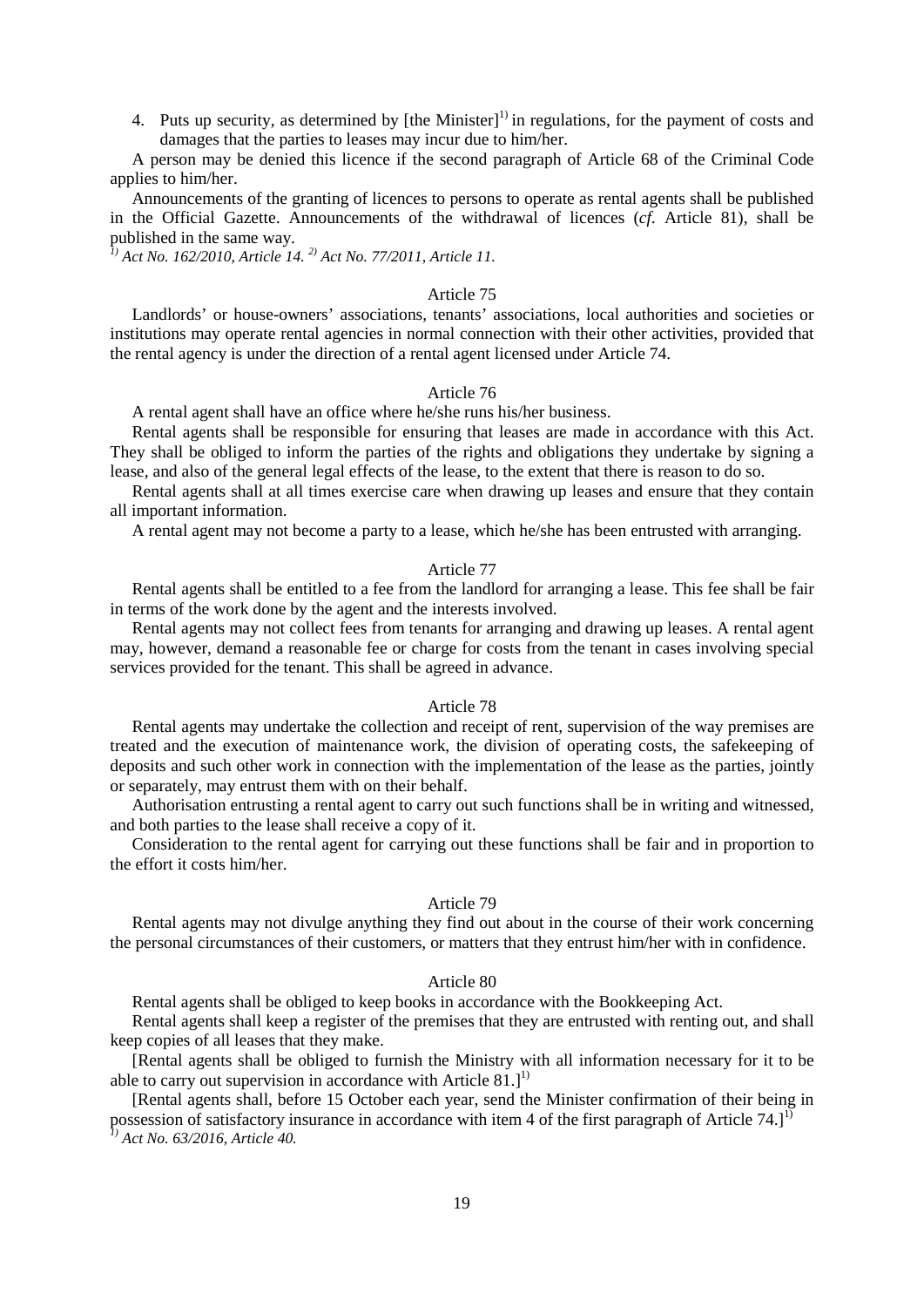4. Puts up security, as determined by [the Minister][1)] in regulations, for the payment of costs and damages that the parties to leases may incur due to him/her.

A person may be denied this licence if the second paragraph of Article 68 of the Criminal Code applies to him/her.

Announcements of the granting of licences to persons to operate as rental agents shall be published in the Official Gazette. Announcements of the withdrawal of licences (*cf.* Article 81), shall be published in the same way.

*[1)] Act No. 162/2010, Article 14. [2)] Act No. 77/2011, Article 11.*

Article 75

Landlords' or house-owners' associations, tenants' associations, local authorities and societies or institutions may operate rental agencies in normal connection with their other activities, provided that the rental agency is under the direction of a rental agent licensed under Article 74.

Article 76

A rental agent shall have an office where he/she runs his/her business.

Rental agents shall be responsible for ensuring that leases are made in accordance with this Act. They shall be obliged to inform the parties of the rights and obligations they undertake by signing a lease, and also of the general legal effects of the lease, to the extent that there is reason to do so.

Rental agents shall at all times exercise care when drawing up leases and ensure that they contain all important information.

A rental agent may not become a party to a lease, which he/she has been entrusted with arranging.

Article 77

Rental agents shall be entitled to a fee from the landlord for arranging a lease. This fee shall be fair in terms of the work done by the agent and the interests involved.

Rental agents may not collect fees from tenants for arranging and drawing up leases. A rental agent may, however, demand a reasonable fee or charge for costs from the tenant in cases involving special services provided for the tenant. This shall be agreed in advance.

Article 78

Rental agents may undertake the collection and receipt of rent, supervision of the way premises are treated and the execution of maintenance work, the division of operating costs, the safekeeping of deposits and such other work in connection with the implementation of the lease as the parties, jointly or separately, may entrust them with on their behalf.

Authorisation entrusting a rental agent to carry out such functions shall be in writing and witnessed, and both parties to the lease shall receive a copy of it.

Consideration to the rental agent for carrying out these functions shall be fair and in proportion to the effort it costs him/her.

Article 79

Rental agents may not divulge anything they find out about in the course of their work concerning the personal circumstances of their customers, or matters that they entrust him/her with in confidence.

Article 80

Rental agents shall be obliged to keep books in accordance with the Bookkeeping Act.

Rental agents shall keep a register of the premises that they are entrusted with renting out, and shall keep copies of all leases that they make.

[Rental agents shall be obliged to furnish the Ministry with all information necessary for it to be able to carry out supervision in accordance with Article 81.][1)]

[Rental agents shall, before 15 October each year, send the Minister confirmation of their being in possession of satisfactory insurance in accordance with item 4 of the first paragraph of Article 74.][1)]

*[1)] Act No. 63/2016, Article 40.*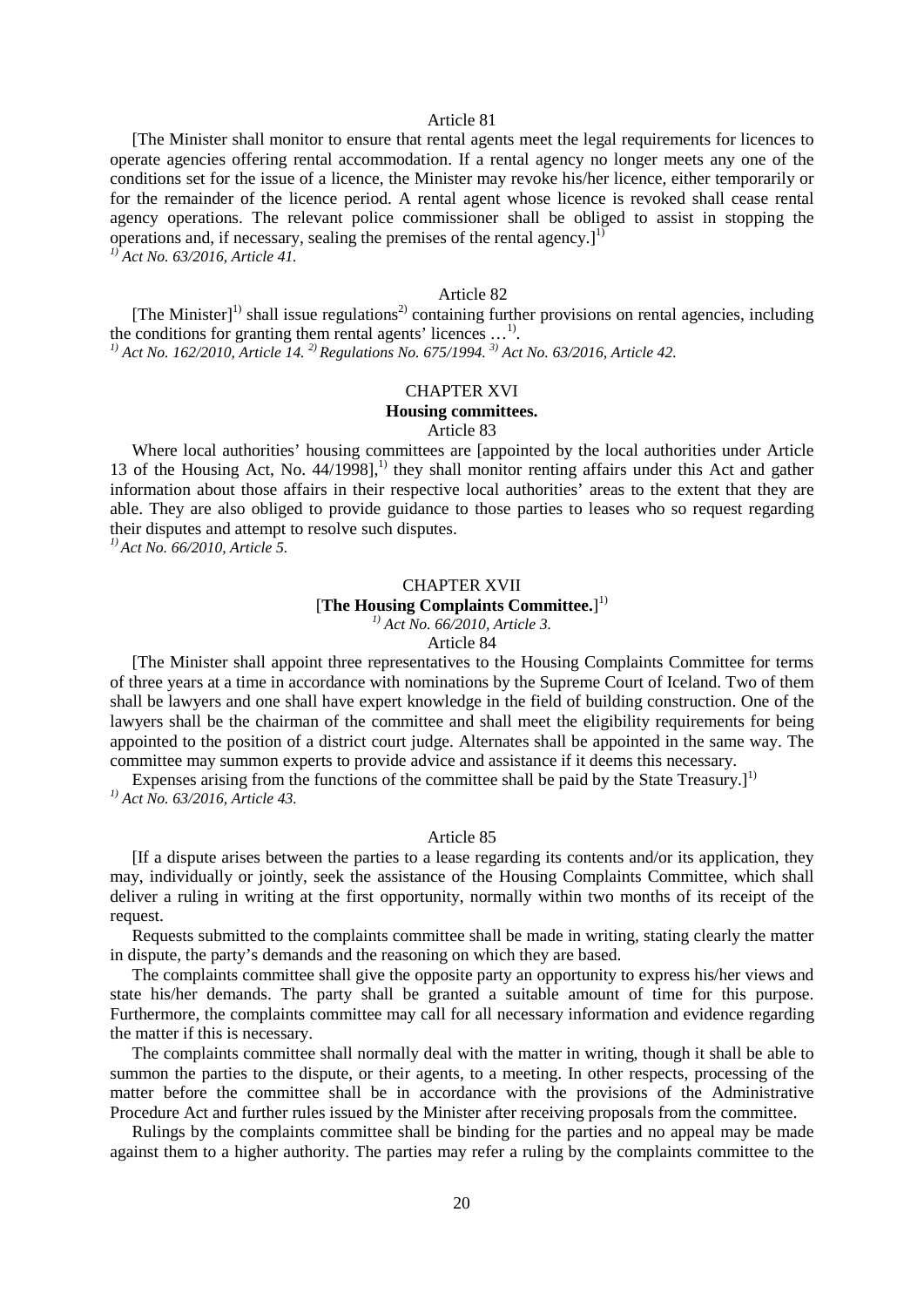Article 81

[The Minister shall monitor to ensure that rental agents meet the legal requirements for licences to operate agencies offering rental accommodation. If a rental agency no longer meets any one of the conditions set for the issue of a licence, the Minister may revoke his/her licence, either temporarily or for the remainder of the licence period. A rental agent whose licence is revoked shall cease rental agency operations. The relevant police commissioner shall be obliged to assist in stopping the operations and, if necessary, sealing the premises of the rental agency.][1)]

*[1)] Act No. 63/2016, Article 41.*

Article 82

[The Minister][1)] shall issue regulations[2)] containing further provisions on rental agencies, including the conditions for granting them rental agents' licences …[1)].

*[1)] Act No. 162/2010, Article 14. [2)] Regulations No. 675/1994. [3)] Act No. 63/2016, Article 42.*

## CHAPTER XVI
## Housing committees.

Article 83

Where local authorities' housing committees are [appointed by the local authorities under Article 13 of the Housing Act, No. 44/1998],[1)] they shall monitor renting affairs under this Act and gather information about those affairs in their respective local authorities' areas to the extent that they are able. They are also obliged to provide guidance to those parties to leases who so request regarding their disputes and attempt to resolve such disputes.

*[1)] Act No. 66/2010, Article 5.*

## CHAPTER XVII
## [**The Housing Complaints Committee.**][1)]

*[1)] Act No. 66/2010, Article 3.*

Article 84

[The Minister shall appoint three representatives to the Housing Complaints Committee for terms of three years at a time in accordance with nominations by the Supreme Court of Iceland. Two of them shall be lawyers and one shall have expert knowledge in the field of building construction. One of the lawyers shall be the chairman of the committee and shall meet the eligibility requirements for being appointed to the position of a district court judge. Alternates shall be appointed in the same way. The committee may summon experts to provide advice and assistance if it deems this necessary.

Expenses arising from the functions of the committee shall be paid by the State Treasury.][1)]

*[1)] Act No. 63/2016, Article 43.*

Article 85

[If a dispute arises between the parties to a lease regarding its contents and/or its application, they may, individually or jointly, seek the assistance of the Housing Complaints Committee, which shall deliver a ruling in writing at the first opportunity, normally within two months of its receipt of the request.

Requests submitted to the complaints committee shall be made in writing, stating clearly the matter in dispute, the party's demands and the reasoning on which they are based.

The complaints committee shall give the opposite party an opportunity to express his/her views and state his/her demands. The party shall be granted a suitable amount of time for this purpose. Furthermore, the complaints committee may call for all necessary information and evidence regarding the matter if this is necessary.

The complaints committee shall normally deal with the matter in writing, though it shall be able to summon the parties to the dispute, or their agents, to a meeting. In other respects, processing of the matter before the committee shall be in accordance with the provisions of the Administrative Procedure Act and further rules issued by the Minister after receiving proposals from the committee.

Rulings by the complaints committee shall be binding for the parties and no appeal may be made against them to a higher authority. The parties may refer a ruling by the complaints committee to the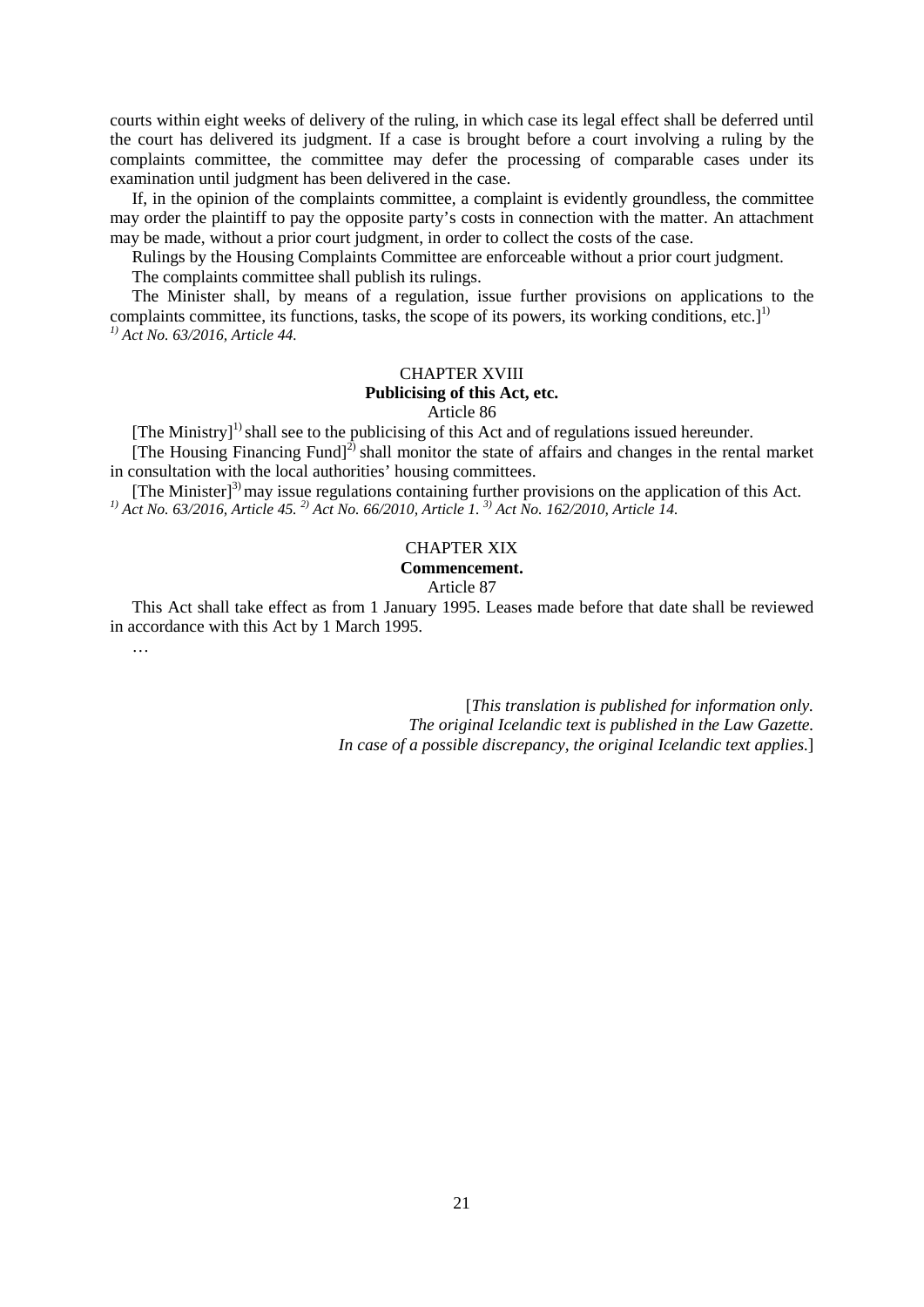courts within eight weeks of delivery of the ruling, in which case its legal effect shall be deferred until the court has delivered its judgment. If a case is brought before a court involving a ruling by the complaints committee, the committee may defer the processing of comparable cases under its examination until judgment has been delivered in the case.

If, in the opinion of the complaints committee, a complaint is evidently groundless, the committee may order the plaintiff to pay the opposite party's costs in connection with the matter. An attachment may be made, without a prior court judgment, in order to collect the costs of the case.

Rulings by the Housing Complaints Committee are enforceable without a prior court judgment.

The complaints committee shall publish its rulings.

The Minister shall, by means of a regulation, issue further provisions on applications to the complaints committee, its functions, tasks, the scope of its powers, its working conditions, etc.][1)]

*[1)] Act No. 63/2016, Article 44.*

## CHAPTER XVIII
### Publicising of this Act, etc.
Article 86

[The Ministry][1)] shall see to the publicising of this Act and of regulations issued hereunder.

[The Housing Financing Fund][2)] shall monitor the state of affairs and changes in the rental market in consultation with the local authorities' housing committees.

[The Minister][3)] may issue regulations containing further provisions on the application of this Act.

*[1)] Act No. 63/2016, Article 45. [2)] Act No. 66/2010, Article 1. [3)] Act No. 162/2010, Article 14.*

## CHAPTER XIX
### Commencement.
Article 87

This Act shall take effect as from 1 January 1995. Leases made before that date shall be reviewed in accordance with this Act by 1 March 1995.

…

[*This translation is published for information only.*
*The original Icelandic text is published in the Law Gazette.*
*In case of a possible discrepancy, the original Icelandic text applies.*]